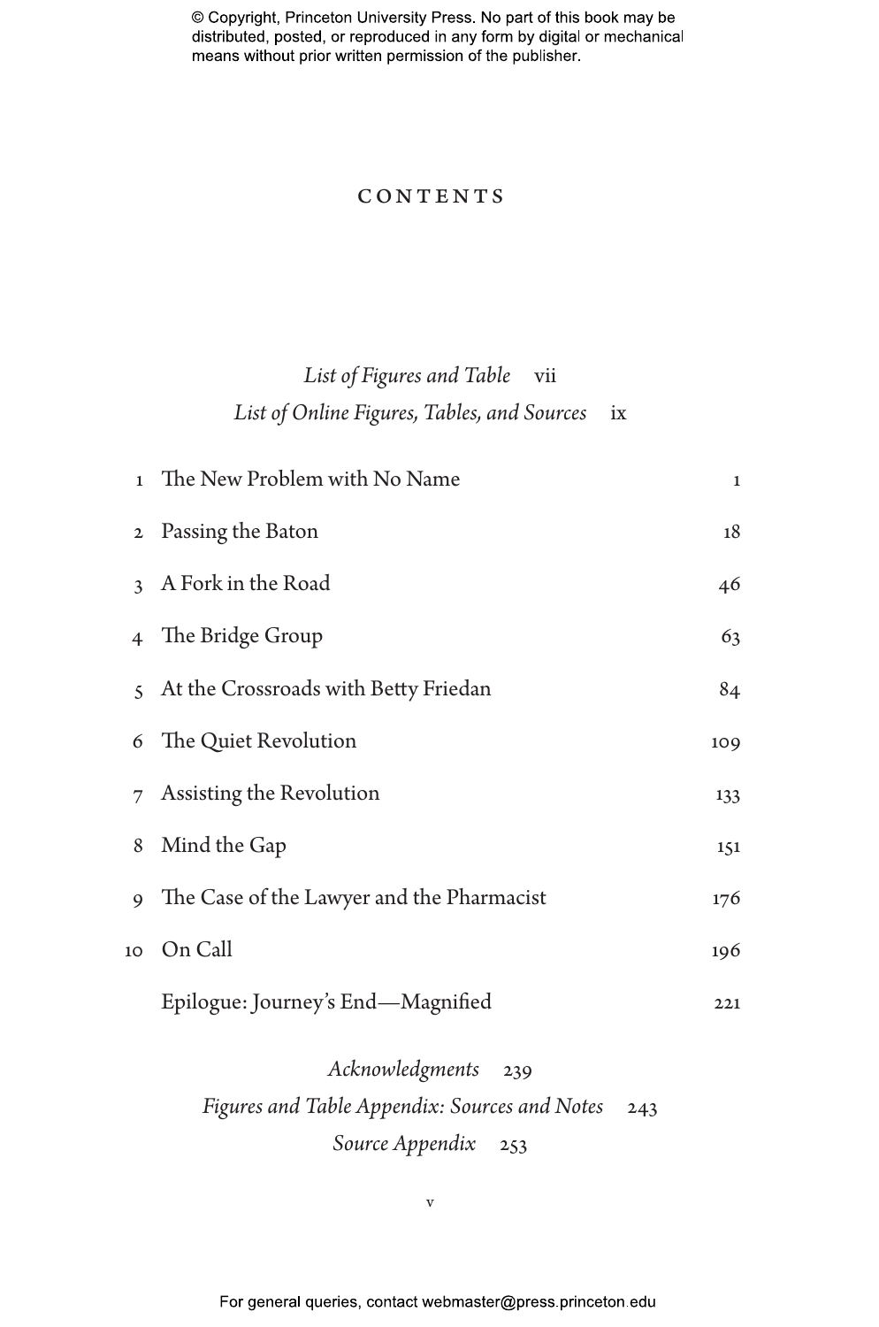# CONTENTS

*List of Figures and Table* vii

*List of Online Figures, Tables, and Sources* ix

| | | |
|---|---|---|
| 1 | The New Problem with No Name | 1 |
| 2 | Passing the Baton | 18 |
| 3 | A Fork in the Road | 46 |
| 4 | The Bridge Group | 63 |
| 5 | At the Crossroads with Betty Friedan | 84 |
| 6 | The Quiet Revolution | 109 |
| 7 | Assisting the Revolution | 133 |
| 8 | Mind the Gap | 151 |
| 9 | The Case of the Lawyer and the Pharmacist | 176 |
| 10 | On Call | 196 |
| | Epilogue: Journey's End—Magnified | 221 |

*Acknowledgments* 239

*Figures and Table Appendix: Sources and Notes* 243

*Source Appendix* 253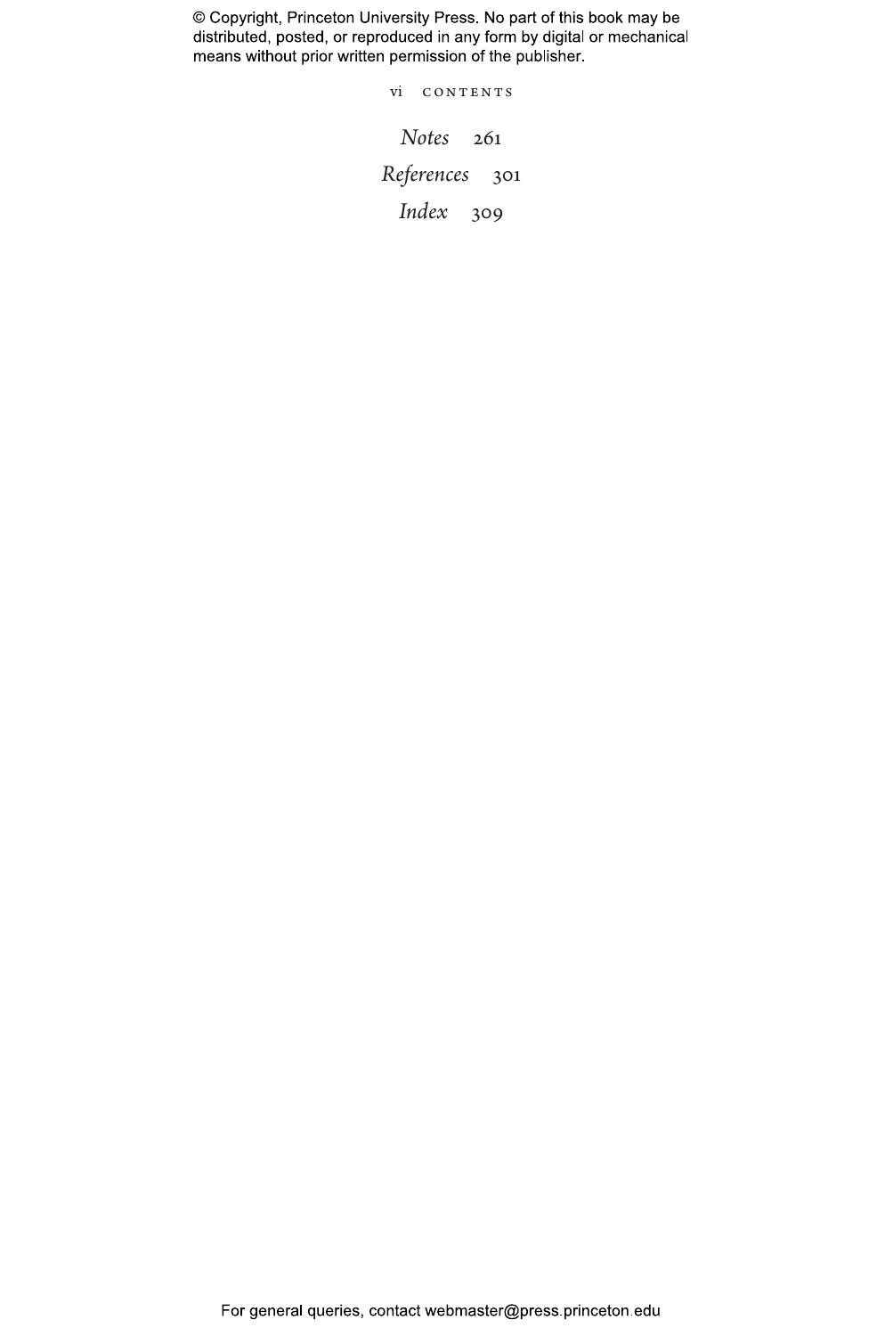*Notes* 261

*References* 301

*Index* 309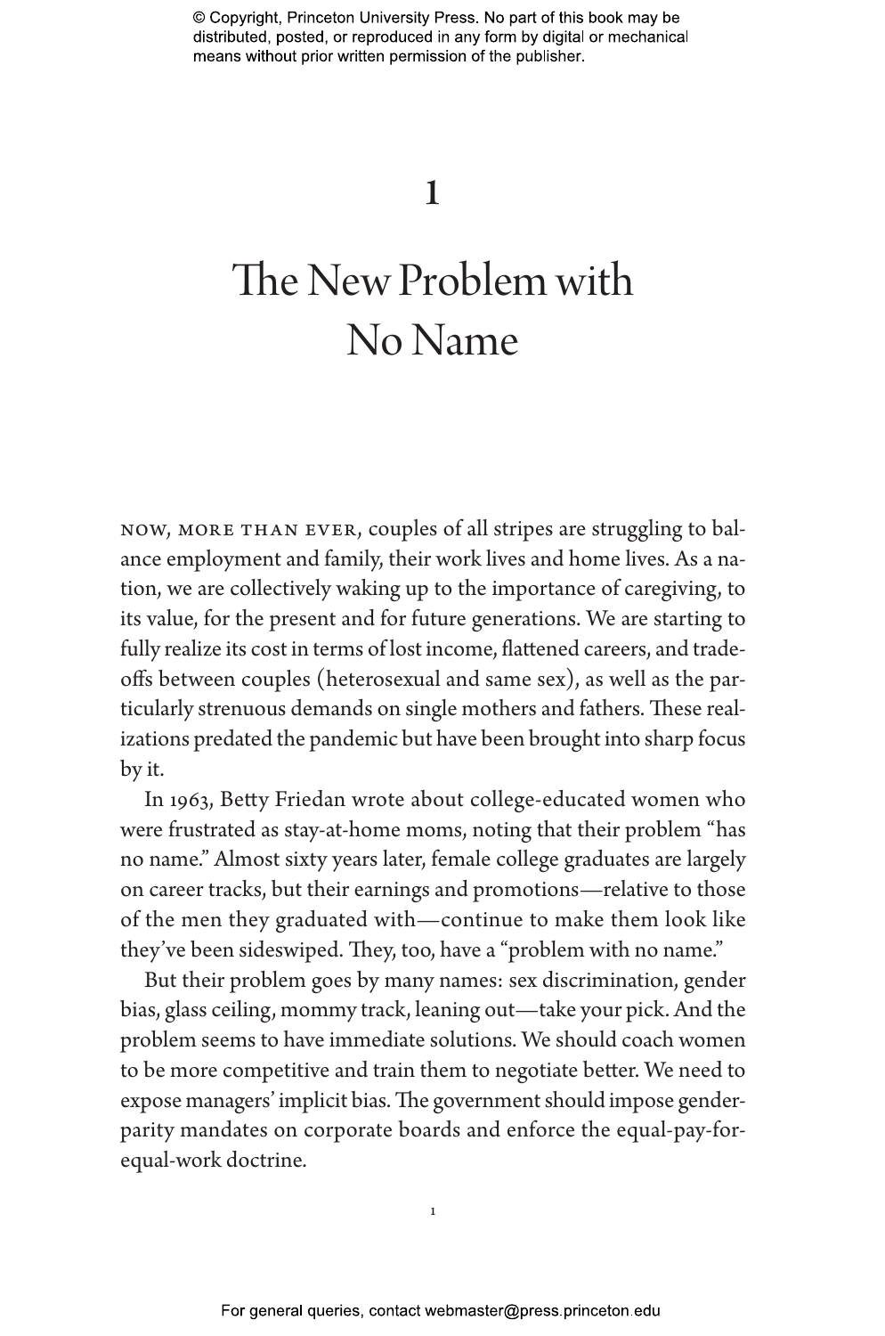# 1

# The New Problem with No Name

NOW, MORE THAN EVER, couples of all stripes are struggling to balance employment and family, their work lives and home lives. As a nation, we are collectively waking up to the importance of caregiving, to its value, for the present and for future generations. We are starting to fully realize its cost in terms of lost income, flattened careers, and trade-offs between couples (heterosexual and same sex), as well as the particularly strenuous demands on single mothers and fathers. These realizations predated the pandemic but have been brought into sharp focus by it.

In 1963, Betty Friedan wrote about college-educated women who were frustrated as stay-at-home moms, noting that their problem "has no name." Almost sixty years later, female college graduates are largely on career tracks, but their earnings and promotions—relative to those of the men they graduated with—continue to make them look like they've been sideswiped. They, too, have a "problem with no name."

But their problem goes by many names: sex discrimination, gender bias, glass ceiling, mommy track, leaning out—take your pick. And the problem seems to have immediate solutions. We should coach women to be more competitive and train them to negotiate better. We need to expose managers' implicit bias. The government should impose gender-parity mandates on corporate boards and enforce the equal-pay-for-equal-work doctrine.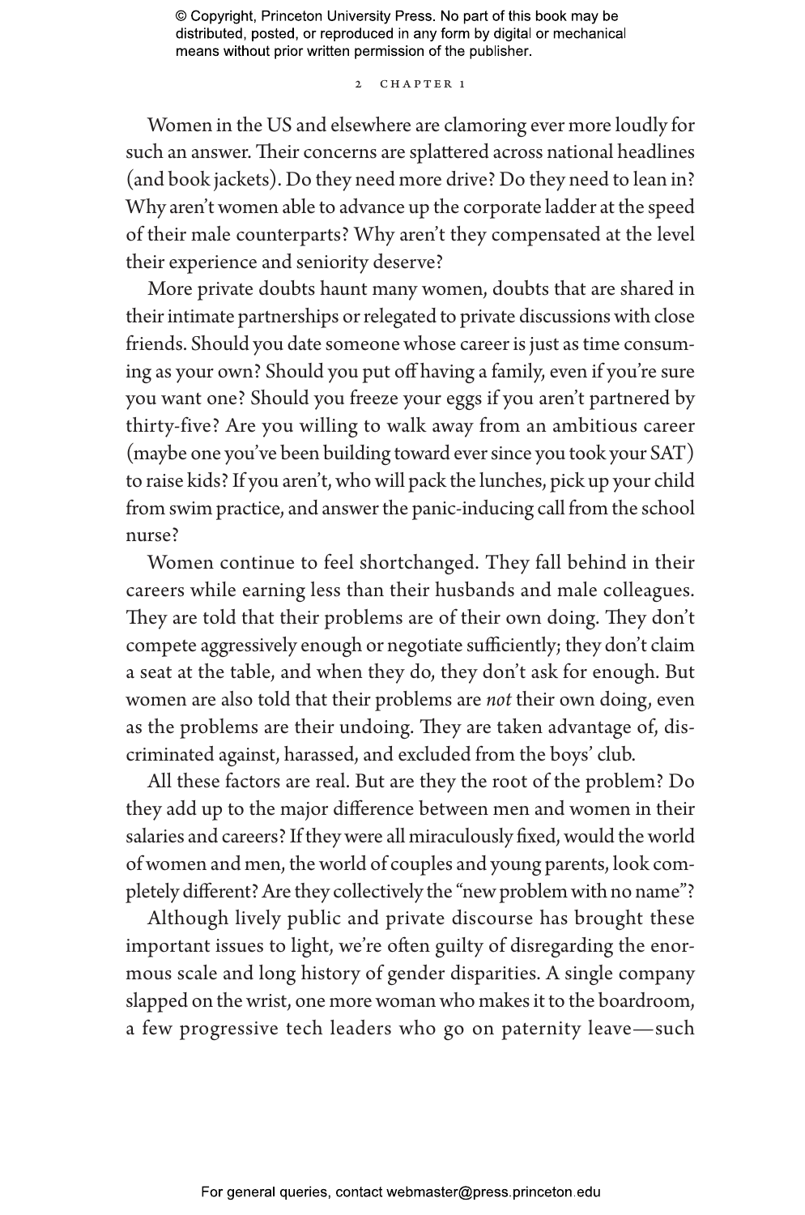Women in the US and elsewhere are clamoring ever more loudly for such an answer. Their concerns are splattered across national headlines (and book jackets). Do they need more drive? Do they need to lean in? Why aren't women able to advance up the corporate ladder at the speed of their male counterparts? Why aren't they compensated at the level their experience and seniority deserve?

More private doubts haunt many women, doubts that are shared in their intimate partnerships or relegated to private discussions with close friends. Should you date someone whose career is just as time consuming as your own? Should you put off having a family, even if you're sure you want one? Should you freeze your eggs if you aren't partnered by thirty-five? Are you willing to walk away from an ambitious career (maybe one you've been building toward ever since you took your SAT) to raise kids? If you aren't, who will pack the lunches, pick up your child from swim practice, and answer the panic-inducing call from the school nurse?

Women continue to feel shortchanged. They fall behind in their careers while earning less than their husbands and male colleagues. They are told that their problems are of their own doing. They don't compete aggressively enough or negotiate sufficiently; they don't claim a seat at the table, and when they do, they don't ask for enough. But women are also told that their problems are *not* their own doing, even as the problems are their undoing. They are taken advantage of, discriminated against, harassed, and excluded from the boys' club.

All these factors are real. But are they the root of the problem? Do they add up to the major difference between men and women in their salaries and careers? If they were all miraculously fixed, would the world of women and men, the world of couples and young parents, look completely different? Are they collectively the "new problem with no name"?

Although lively public and private discourse has brought these important issues to light, we're often guilty of disregarding the enormous scale and long history of gender disparities. A single company slapped on the wrist, one more woman who makes it to the boardroom, a few progressive tech leaders who go on paternity leave—such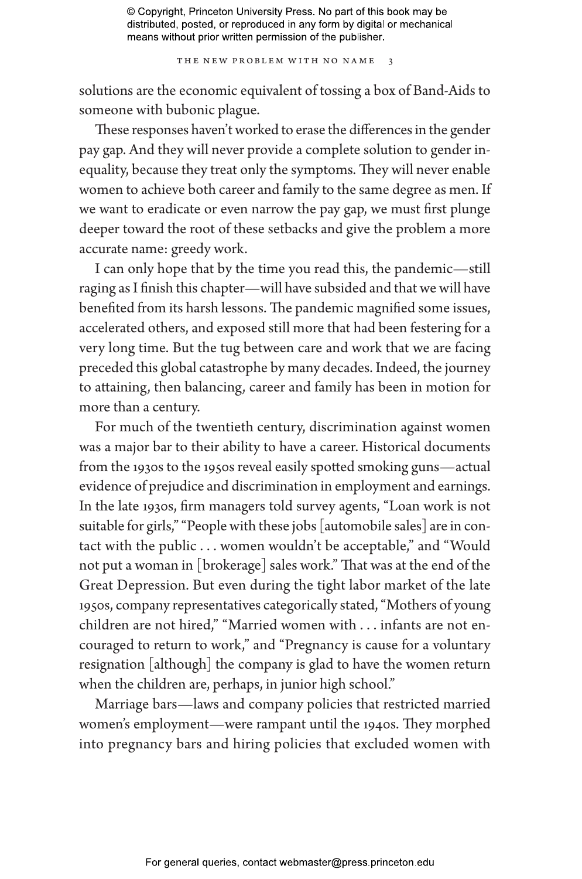solutions are the economic equivalent of tossing a box of Band-Aids to someone with bubonic plague.

These responses haven't worked to erase the differences in the gender pay gap. And they will never provide a complete solution to gender inequality, because they treat only the symptoms. They will never enable women to achieve both career and family to the same degree as men. If we want to eradicate or even narrow the pay gap, we must first plunge deeper toward the root of these setbacks and give the problem a more accurate name: greedy work.

I can only hope that by the time you read this, the pandemic—still raging as I finish this chapter—will have subsided and that we will have benefited from its harsh lessons. The pandemic magnified some issues, accelerated others, and exposed still more that had been festering for a very long time. But the tug between care and work that we are facing preceded this global catastrophe by many decades. Indeed, the journey to attaining, then balancing, career and family has been in motion for more than a century.

For much of the twentieth century, discrimination against women was a major bar to their ability to have a career. Historical documents from the 1930s to the 1950s reveal easily spotted smoking guns—actual evidence of prejudice and discrimination in employment and earnings. In the late 1930s, firm managers told survey agents, "Loan work is not suitable for girls," "People with these jobs [automobile sales] are in contact with the public . . . women wouldn't be acceptable," and "Would not put a woman in [brokerage] sales work." That was at the end of the Great Depression. But even during the tight labor market of the late 1950s, company representatives categorically stated, "Mothers of young children are not hired," "Married women with . . . infants are not encouraged to return to work," and "Pregnancy is cause for a voluntary resignation [although] the company is glad to have the women return when the children are, perhaps, in junior high school."

Marriage bars—laws and company policies that restricted married women's employment—were rampant until the 1940s. They morphed into pregnancy bars and hiring policies that excluded women with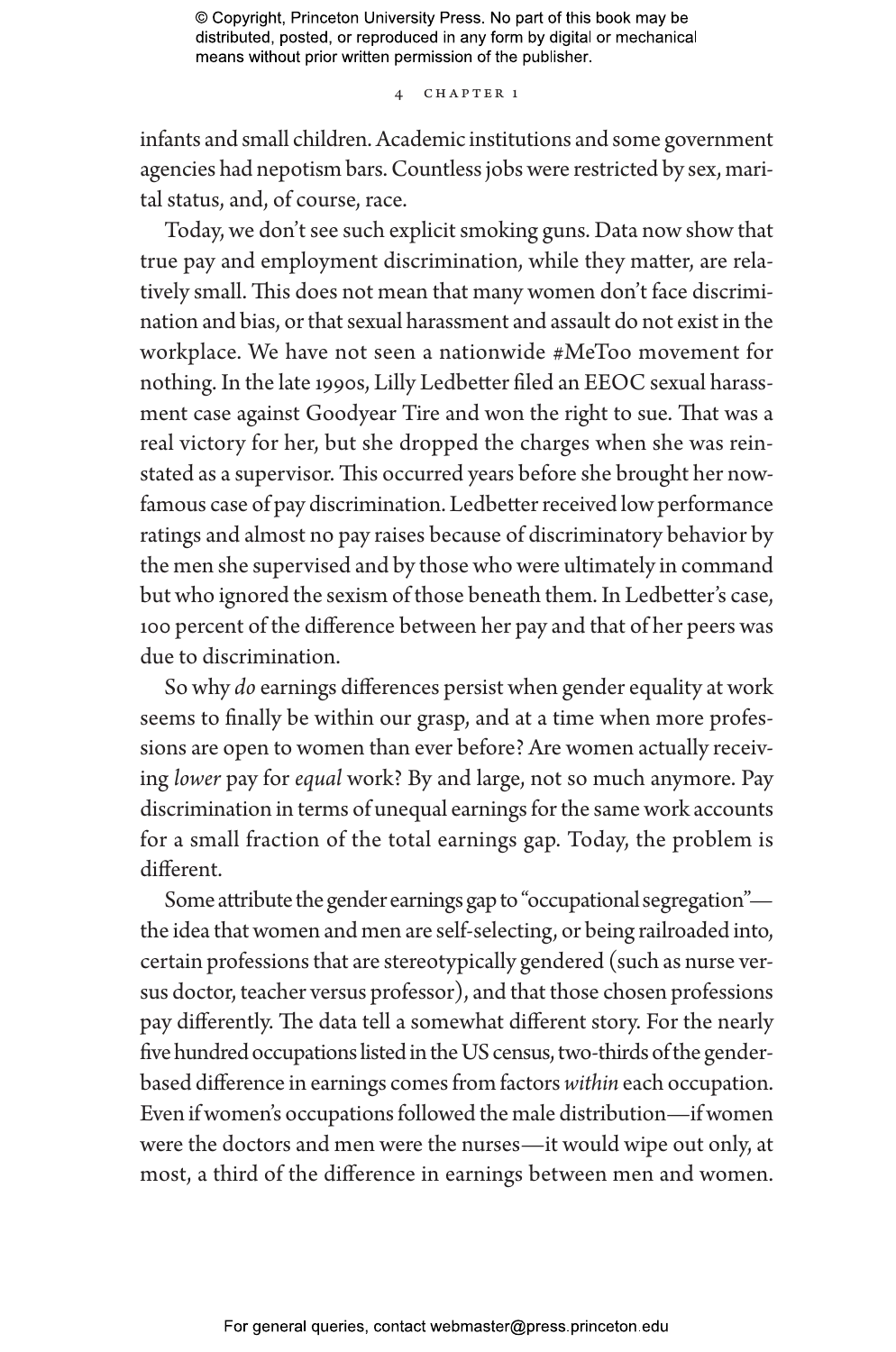infants and small children. Academic institutions and some government agencies had nepotism bars. Countless jobs were restricted by sex, marital status, and, of course, race.

Today, we don't see such explicit smoking guns. Data now show that true pay and employment discrimination, while they matter, are relatively small. This does not mean that many women don't face discrimination and bias, or that sexual harassment and assault do not exist in the workplace. We have not seen a nationwide #MeToo movement for nothing. In the late 1990s, Lilly Ledbetter filed an EEOC sexual harassment case against Goodyear Tire and won the right to sue. That was a real victory for her, but she dropped the charges when she was reinstated as a supervisor. This occurred years before she brought her now-famous case of pay discrimination. Ledbetter received low performance ratings and almost no pay raises because of discriminatory behavior by the men she supervised and by those who were ultimately in command but who ignored the sexism of those beneath them. In Ledbetter's case, 100 percent of the difference between her pay and that of her peers was due to discrimination.

So why *do* earnings differences persist when gender equality at work seems to finally be within our grasp, and at a time when more professions are open to women than ever before? Are women actually receiving *lower* pay for *equal* work? By and large, not so much anymore. Pay discrimination in terms of unequal earnings for the same work accounts for a small fraction of the total earnings gap. Today, the problem is different.

Some attribute the gender earnings gap to "occupational segregation"—the idea that women and men are self-selecting, or being railroaded into, certain professions that are stereotypically gendered (such as nurse versus doctor, teacher versus professor), and that those chosen professions pay differently. The data tell a somewhat different story. For the nearly five hundred occupations listed in the US census, two-thirds of the gender-based difference in earnings comes from factors *within* each occupation. Even if women's occupations followed the male distribution—if women were the doctors and men were the nurses—it would wipe out only, at most, a third of the difference in earnings between men and women.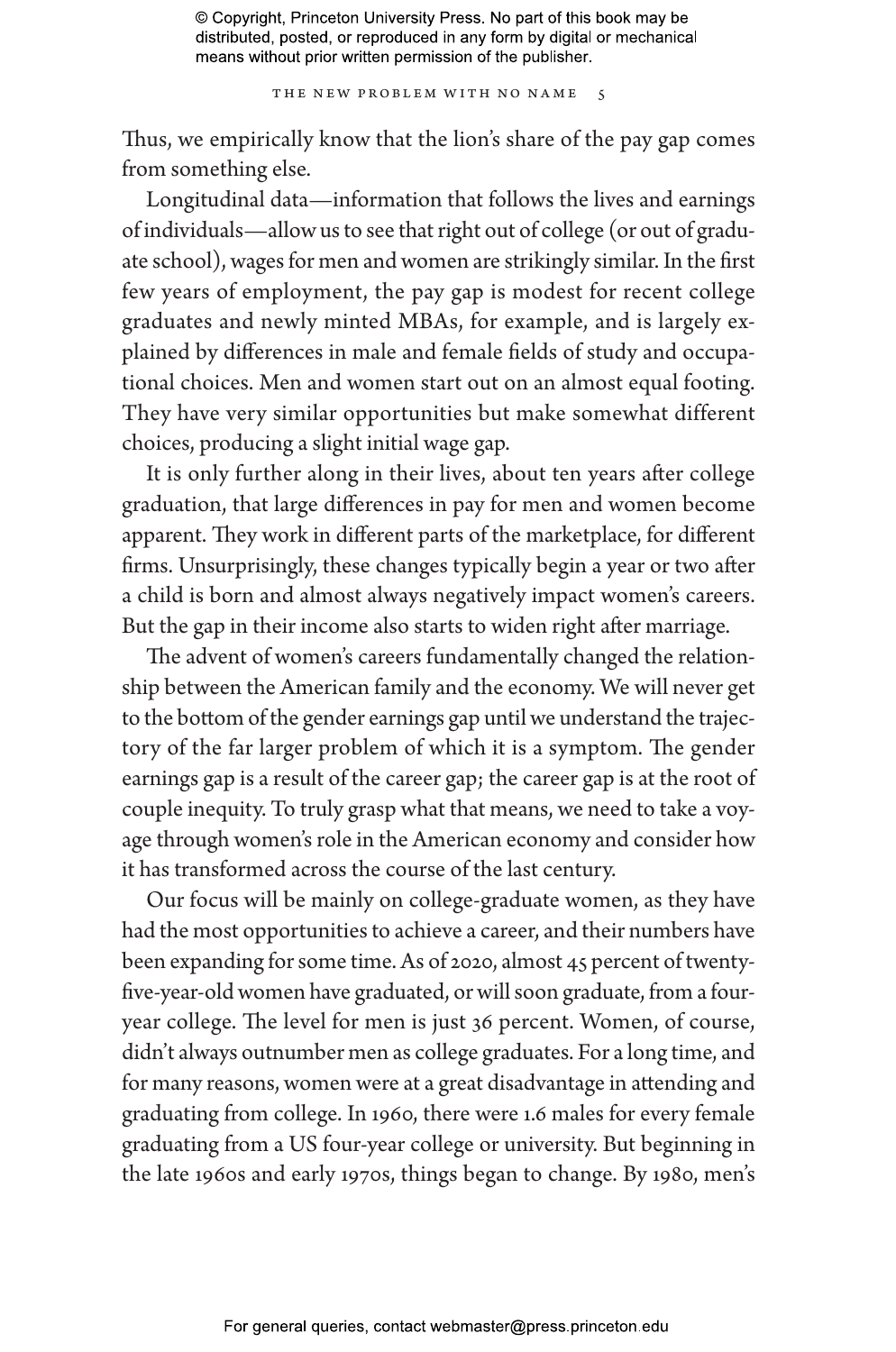Thus, we empirically know that the lion's share of the pay gap comes from something else.

Longitudinal data—information that follows the lives and earnings of individuals—allow us to see that right out of college (or out of graduate school), wages for men and women are strikingly similar. In the first few years of employment, the pay gap is modest for recent college graduates and newly minted MBAs, for example, and is largely explained by differences in male and female fields of study and occupational choices. Men and women start out on an almost equal footing. They have very similar opportunities but make somewhat different choices, producing a slight initial wage gap.

It is only further along in their lives, about ten years after college graduation, that large differences in pay for men and women become apparent. They work in different parts of the marketplace, for different firms. Unsurprisingly, these changes typically begin a year or two after a child is born and almost always negatively impact women's careers. But the gap in their income also starts to widen right after marriage.

The advent of women's careers fundamentally changed the relationship between the American family and the economy. We will never get to the bottom of the gender earnings gap until we understand the trajectory of the far larger problem of which it is a symptom. The gender earnings gap is a result of the career gap; the career gap is at the root of couple inequity. To truly grasp what that means, we need to take a voyage through women's role in the American economy and consider how it has transformed across the course of the last century.

Our focus will be mainly on college-graduate women, as they have had the most opportunities to achieve a career, and their numbers have been expanding for some time. As of 2020, almost 45 percent of twenty-five-year-old women have graduated, or will soon graduate, from a four-year college. The level for men is just 36 percent. Women, of course, didn't always outnumber men as college graduates. For a long time, and for many reasons, women were at a great disadvantage in attending and graduating from college. In 1960, there were 1.6 males for every female graduating from a US four-year college or university. But beginning in the late 1960s and early 1970s, things began to change. By 1980, men's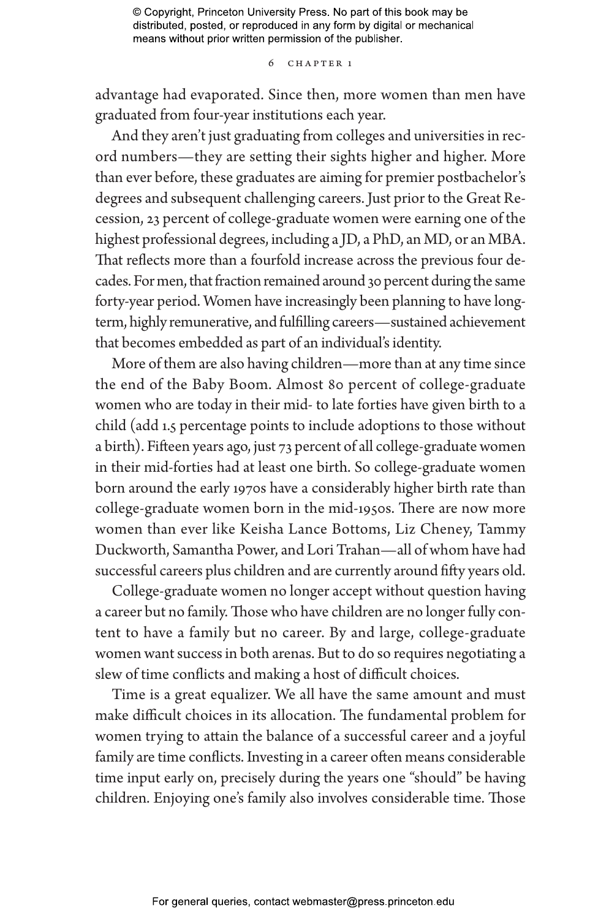advantage had evaporated. Since then, more women than men have graduated from four-year institutions each year.

And they aren't just graduating from colleges and universities in record numbers—they are setting their sights higher and higher. More than ever before, these graduates are aiming for premier postbachelor's degrees and subsequent challenging careers. Just prior to the Great Recession, 23 percent of college-graduate women were earning one of the highest professional degrees, including a JD, a PhD, an MD, or an MBA. That reflects more than a fourfold increase across the previous four decades. For men, that fraction remained around 30 percent during the same forty-year period. Women have increasingly been planning to have long-term, highly remunerative, and fulfilling careers—sustained achievement that becomes embedded as part of an individual's identity.

More of them are also having children—more than at any time since the end of the Baby Boom. Almost 80 percent of college-graduate women who are today in their mid- to late forties have given birth to a child (add 1.5 percentage points to include adoptions to those without a birth). Fifteen years ago, just 73 percent of all college-graduate women in their mid-forties had at least one birth. So college-graduate women born around the early 1970s have a considerably higher birth rate than college-graduate women born in the mid-1950s. There are now more women than ever like Keisha Lance Bottoms, Liz Cheney, Tammy Duckworth, Samantha Power, and Lori Trahan—all of whom have had successful careers plus children and are currently around fifty years old.

College-graduate women no longer accept without question having a career but no family. Those who have children are no longer fully content to have a family but no career. By and large, college-graduate women want success in both arenas. But to do so requires negotiating a slew of time conflicts and making a host of difficult choices.

Time is a great equalizer. We all have the same amount and must make difficult choices in its allocation. The fundamental problem for women trying to attain the balance of a successful career and a joyful family are time conflicts. Investing in a career often means considerable time input early on, precisely during the years one "should" be having children. Enjoying one's family also involves considerable time. Those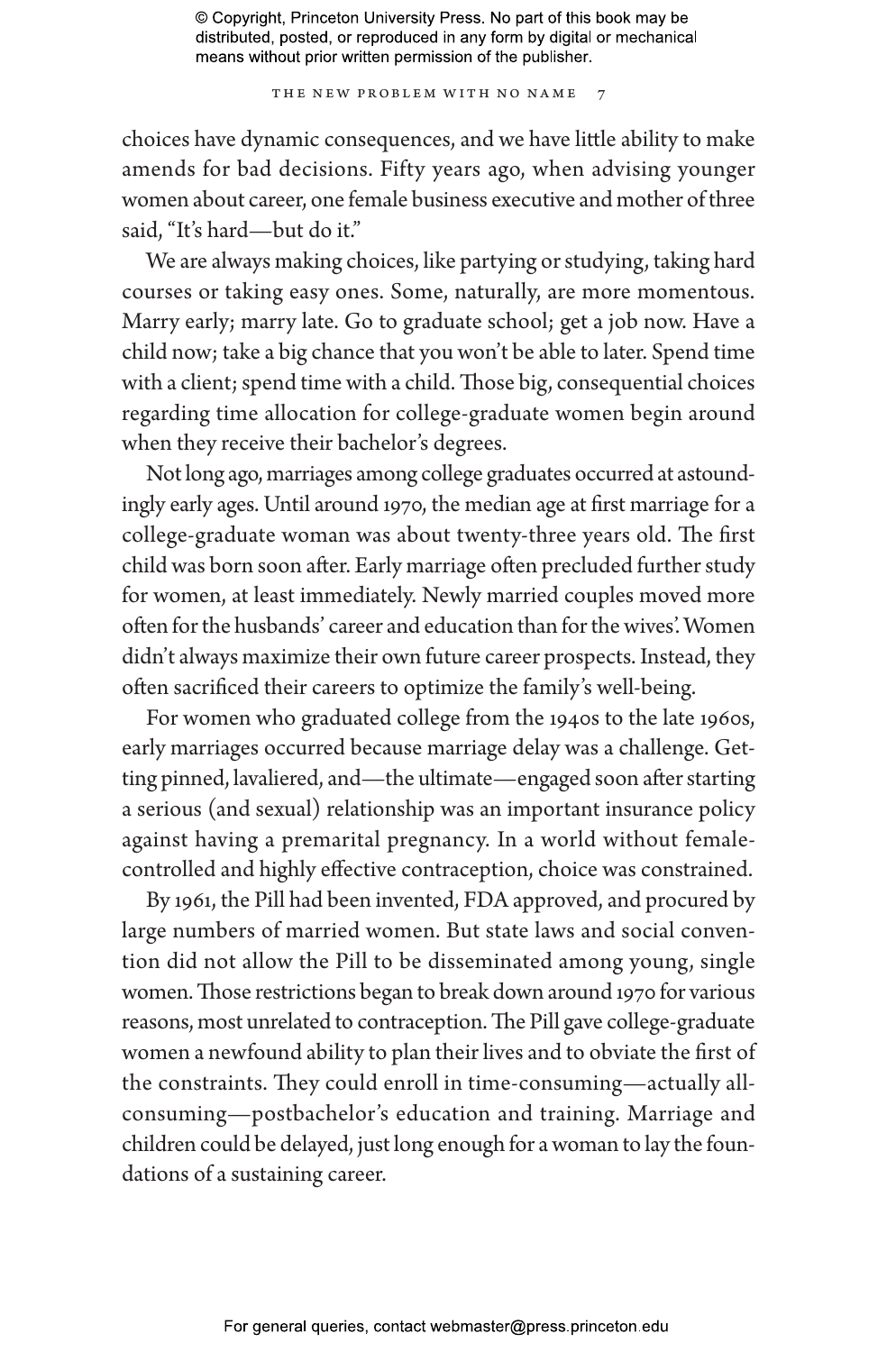choices have dynamic consequences, and we have little ability to make amends for bad decisions. Fifty years ago, when advising younger women about career, one female business executive and mother of three said, "It's hard—but do it."

We are always making choices, like partying or studying, taking hard courses or taking easy ones. Some, naturally, are more momentous. Marry early; marry late. Go to graduate school; get a job now. Have a child now; take a big chance that you won't be able to later. Spend time with a client; spend time with a child. Those big, consequential choices regarding time allocation for college-graduate women begin around when they receive their bachelor's degrees.

Not long ago, marriages among college graduates occurred at astoundingly early ages. Until around 1970, the median age at first marriage for a college-graduate woman was about twenty-three years old. The first child was born soon after. Early marriage often precluded further study for women, at least immediately. Newly married couples moved more often for the husbands' career and education than for the wives'. Women didn't always maximize their own future career prospects. Instead, they often sacrificed their careers to optimize the family's well-being.

For women who graduated college from the 1940s to the late 1960s, early marriages occurred because marriage delay was a challenge. Getting pinned, lavaliered, and—the ultimate—engaged soon after starting a serious (and sexual) relationship was an important insurance policy against having a premarital pregnancy. In a world without female-controlled and highly effective contraception, choice was constrained.

By 1961, the Pill had been invented, FDA approved, and procured by large numbers of married women. But state laws and social convention did not allow the Pill to be disseminated among young, single women. Those restrictions began to break down around 1970 for various reasons, most unrelated to contraception. The Pill gave college-graduate women a newfound ability to plan their lives and to obviate the first of the constraints. They could enroll in time-consuming—actually all-consuming—postbachelor's education and training. Marriage and children could be delayed, just long enough for a woman to lay the foundations of a sustaining career.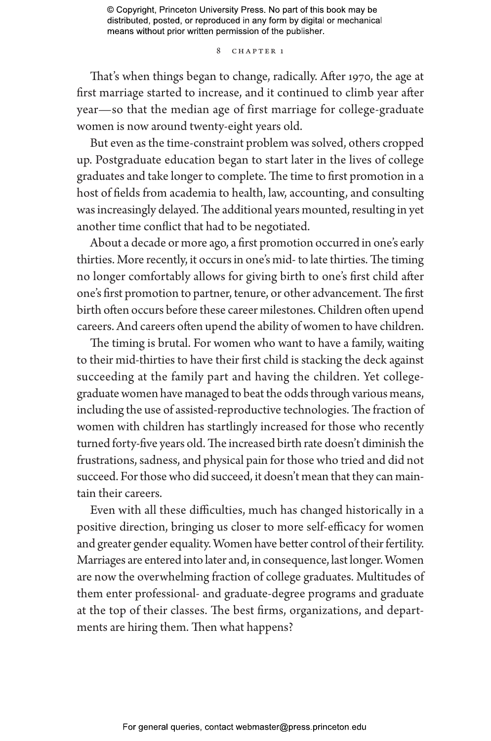That's when things began to change, radically. After 1970, the age at first marriage started to increase, and it continued to climb year after year—so that the median age of first marriage for college-graduate women is now around twenty-eight years old.

But even as the time-constraint problem was solved, others cropped up. Postgraduate education began to start later in the lives of college graduates and take longer to complete. The time to first promotion in a host of fields from academia to health, law, accounting, and consulting was increasingly delayed. The additional years mounted, resulting in yet another time conflict that had to be negotiated.

About a decade or more ago, a first promotion occurred in one's early thirties. More recently, it occurs in one's mid- to late thirties. The timing no longer comfortably allows for giving birth to one's first child after one's first promotion to partner, tenure, or other advancement. The first birth often occurs before these career milestones. Children often upend careers. And careers often upend the ability of women to have children.

The timing is brutal. For women who want to have a family, waiting to their mid-thirties to have their first child is stacking the deck against succeeding at the family part and having the children. Yet college-graduate women have managed to beat the odds through various means, including the use of assisted-reproductive technologies. The fraction of women with children has startlingly increased for those who recently turned forty-five years old. The increased birth rate doesn't diminish the frustrations, sadness, and physical pain for those who tried and did not succeed. For those who did succeed, it doesn't mean that they can maintain their careers.

Even with all these difficulties, much has changed historically in a positive direction, bringing us closer to more self-efficacy for women and greater gender equality. Women have better control of their fertility. Marriages are entered into later and, in consequence, last longer. Women are now the overwhelming fraction of college graduates. Multitudes of them enter professional- and graduate-degree programs and graduate at the top of their classes. The best firms, organizations, and departments are hiring them. Then what happens?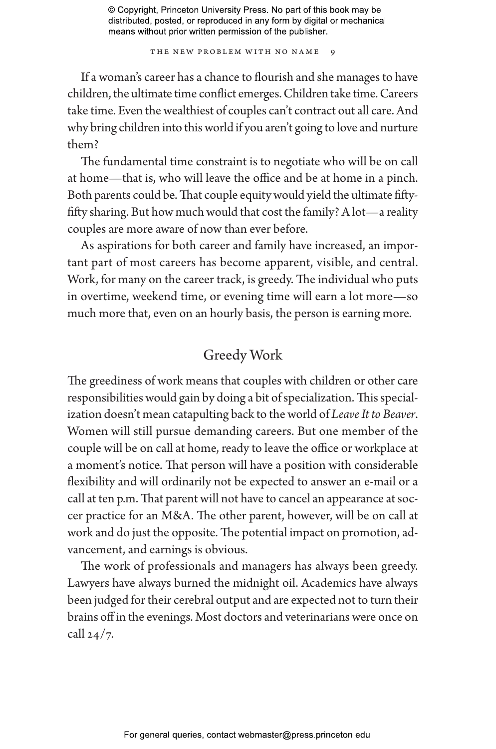If a woman's career has a chance to flourish and she manages to have children, the ultimate time conflict emerges. Children take time. Careers take time. Even the wealthiest of couples can't contract out all care. And why bring children into this world if you aren't going to love and nurture them?

The fundamental time constraint is to negotiate who will be on call at home—that is, who will leave the office and be at home in a pinch. Both parents could be. That couple equity would yield the ultimate fifty-fifty sharing. But how much would that cost the family? A lot—a reality couples are more aware of now than ever before.

As aspirations for both career and family have increased, an important part of most careers has become apparent, visible, and central. Work, for many on the career track, is greedy. The individual who puts in overtime, weekend time, or evening time will earn a lot more—so much more that, even on an hourly basis, the person is earning more.

## Greedy Work

The greediness of work means that couples with children or other care responsibilities would gain by doing a bit of specialization. This specialization doesn't mean catapulting back to the world of *Leave It to Beaver*. Women will still pursue demanding careers. But one member of the couple will be on call at home, ready to leave the office or workplace at a moment's notice. That person will have a position with considerable flexibility and will ordinarily not be expected to answer an e-mail or a call at ten p.m. That parent will not have to cancel an appearance at soccer practice for an M&A. The other parent, however, will be on call at work and do just the opposite. The potential impact on promotion, advancement, and earnings is obvious.

The work of professionals and managers has always been greedy. Lawyers have always burned the midnight oil. Academics have always been judged for their cerebral output and are expected not to turn their brains off in the evenings. Most doctors and veterinarians were once on call 24/7.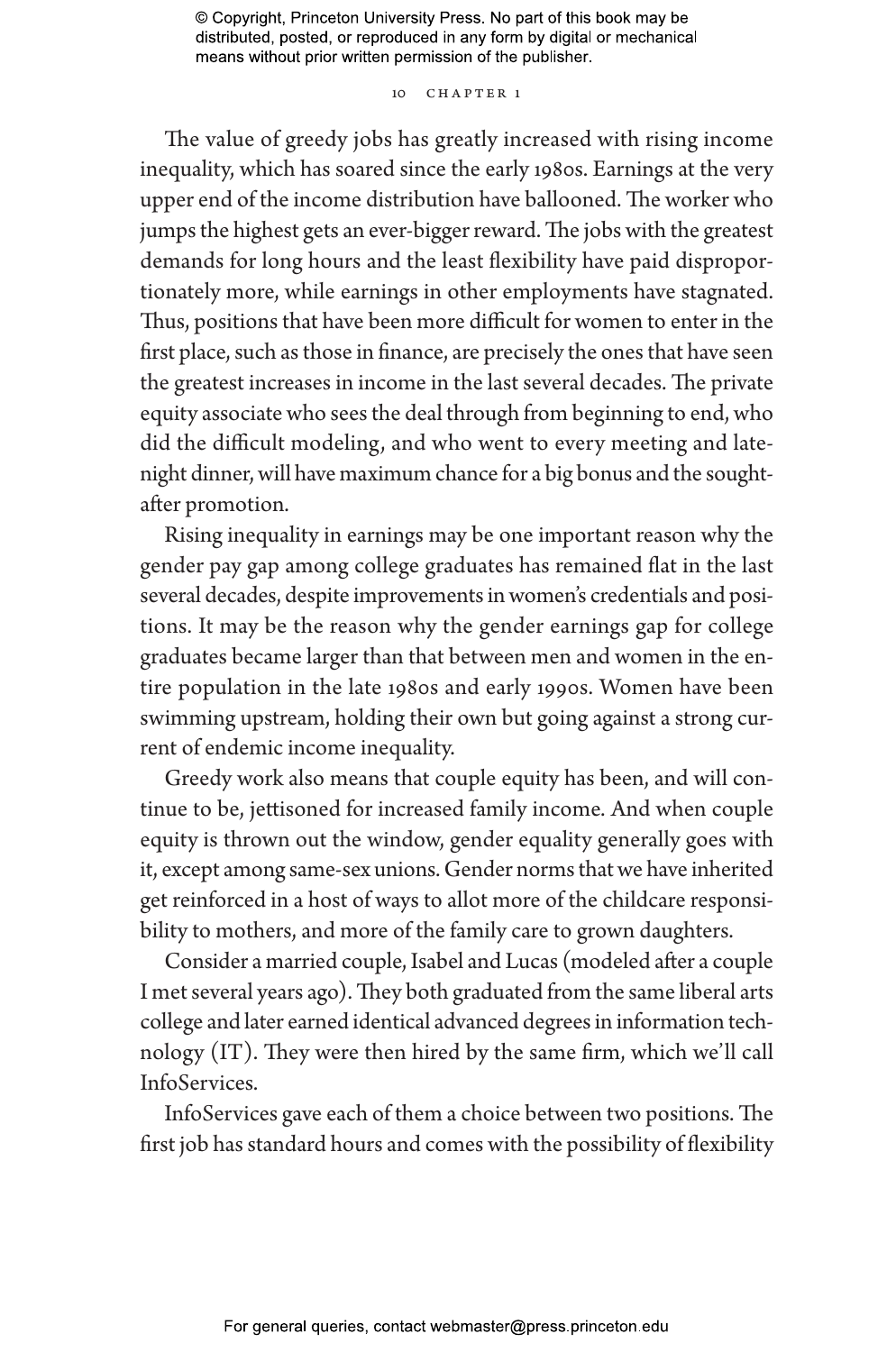The value of greedy jobs has greatly increased with rising income inequality, which has soared since the early 1980s. Earnings at the very upper end of the income distribution have ballooned. The worker who jumps the highest gets an ever-bigger reward. The jobs with the greatest demands for long hours and the least flexibility have paid disproportionately more, while earnings in other employments have stagnated. Thus, positions that have been more difficult for women to enter in the first place, such as those in finance, are precisely the ones that have seen the greatest increases in income in the last several decades. The private equity associate who sees the deal through from beginning to end, who did the difficult modeling, and who went to every meeting and late-night dinner, will have maximum chance for a big bonus and the sought-after promotion.

Rising inequality in earnings may be one important reason why the gender pay gap among college graduates has remained flat in the last several decades, despite improvements in women's credentials and positions. It may be the reason why the gender earnings gap for college graduates became larger than that between men and women in the entire population in the late 1980s and early 1990s. Women have been swimming upstream, holding their own but going against a strong current of endemic income inequality.

Greedy work also means that couple equity has been, and will continue to be, jettisoned for increased family income. And when couple equity is thrown out the window, gender equality generally goes with it, except among same-sex unions. Gender norms that we have inherited get reinforced in a host of ways to allot more of the childcare responsibility to mothers, and more of the family care to grown daughters.

Consider a married couple, Isabel and Lucas (modeled after a couple I met several years ago). They both graduated from the same liberal arts college and later earned identical advanced degrees in information technology (IT). They were then hired by the same firm, which we'll call InfoServices.

InfoServices gave each of them a choice between two positions. The first job has standard hours and comes with the possibility of flexibility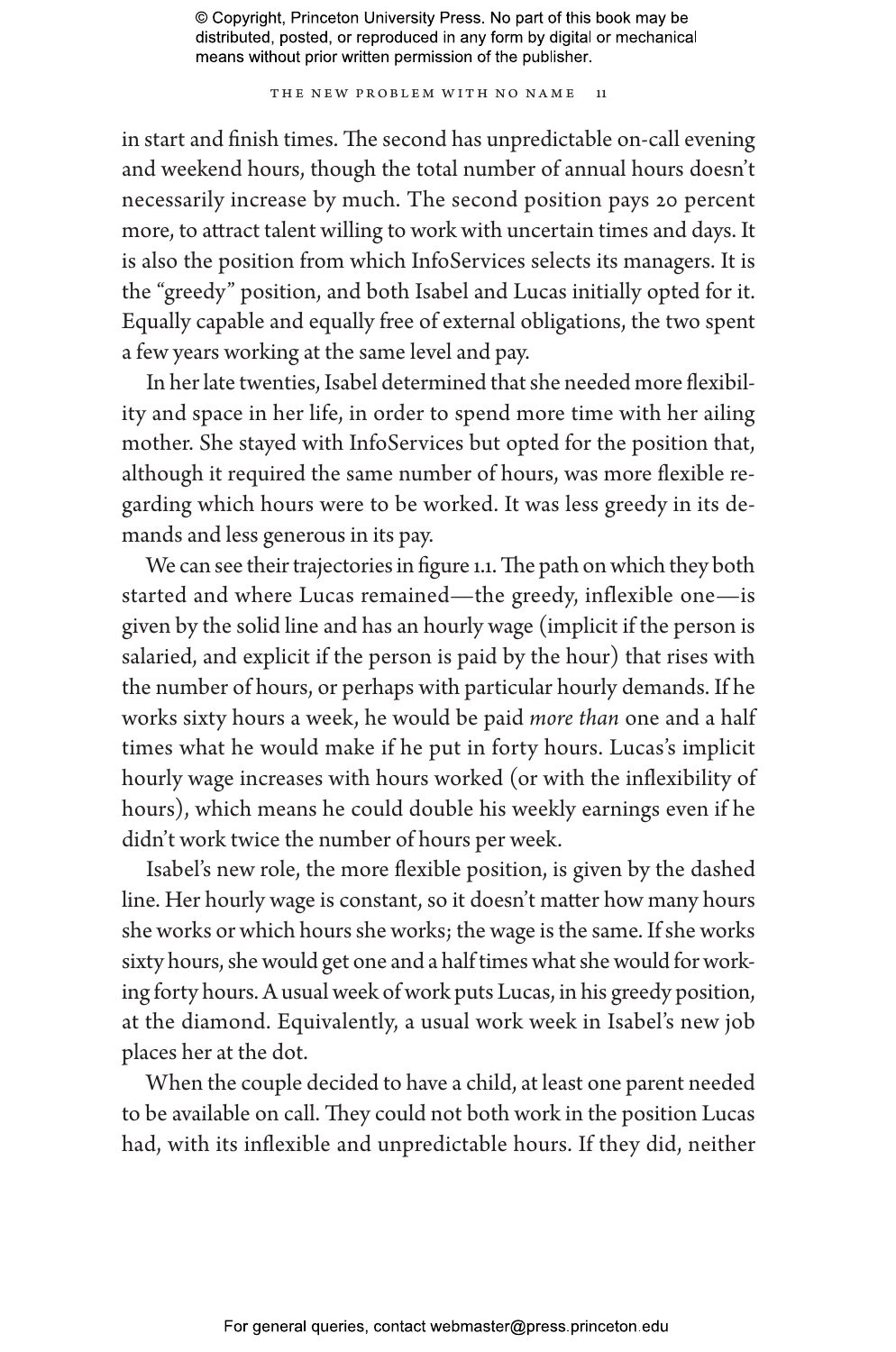in start and finish times. The second has unpredictable on-call evening and weekend hours, though the total number of annual hours doesn't necessarily increase by much. The second position pays 20 percent more, to attract talent willing to work with uncertain times and days. It is also the position from which InfoServices selects its managers. It is the "greedy" position, and both Isabel and Lucas initially opted for it. Equally capable and equally free of external obligations, the two spent a few years working at the same level and pay.

In her late twenties, Isabel determined that she needed more flexibility and space in her life, in order to spend more time with her ailing mother. She stayed with InfoServices but opted for the position that, although it required the same number of hours, was more flexible regarding which hours were to be worked. It was less greedy in its demands and less generous in its pay.

We can see their trajectories in figure 1.1. The path on which they both started and where Lucas remained—the greedy, inflexible one—is given by the solid line and has an hourly wage (implicit if the person is salaried, and explicit if the person is paid by the hour) that rises with the number of hours, or perhaps with particular hourly demands. If he works sixty hours a week, he would be paid *more than* one and a half times what he would make if he put in forty hours. Lucas's implicit hourly wage increases with hours worked (or with the inflexibility of hours), which means he could double his weekly earnings even if he didn't work twice the number of hours per week.

Isabel's new role, the more flexible position, is given by the dashed line. Her hourly wage is constant, so it doesn't matter how many hours she works or which hours she works; the wage is the same. If she works sixty hours, she would get one and a half times what she would for working forty hours. A usual week of work puts Lucas, in his greedy position, at the diamond. Equivalently, a usual work week in Isabel's new job places her at the dot.

When the couple decided to have a child, at least one parent needed to be available on call. They could not both work in the position Lucas had, with its inflexible and unpredictable hours. If they did, neither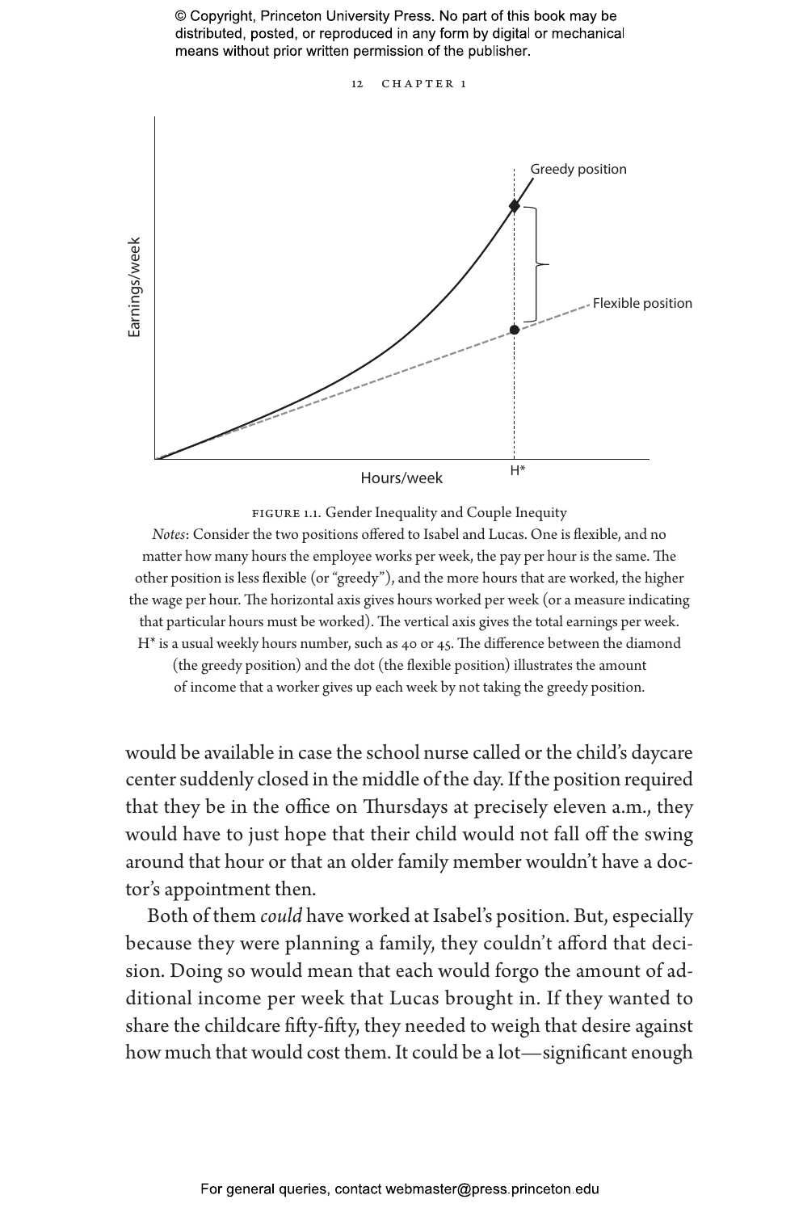© Copyright, Princeton University Press. No part of this book may be distributed, posted, or reproduced in any form by digital or mechanical means without prior written permission of the publisher.

Greedy position

Flexible position

Earnings/week

Hours/week

H*

FIGURE 1.1. Gender Inequality and Couple Inequity

*Notes*: Consider the two positions offered to Isabel and Lucas. One is flexible, and no matter how many hours the employee works per week, the pay per hour is the same. The other position is less flexible (or "greedy"), and the more hours that are worked, the higher the wage per hour. The horizontal axis gives hours worked per week (or a measure indicating that particular hours must be worked). The vertical axis gives the total earnings per week. H* is a usual weekly hours number, such as 40 or 45. The difference between the diamond (the greedy position) and the dot (the flexible position) illustrates the amount of income that a worker gives up each week by not taking the greedy position.

would be available in case the school nurse called or the child's daycare center suddenly closed in the middle of the day. If the position required that they be in the office on Thursdays at precisely eleven a.m., they would have to just hope that their child would not fall off the swing around that hour or that an older family member wouldn't have a doctor's appointment then.

Both of them *could* have worked at Isabel's position. But, especially because they were planning a family, they couldn't afford that decision. Doing so would mean that each would forgo the amount of additional income per week that Lucas brought in. If they wanted to share the childcare fifty-fifty, they needed to weigh that desire against how much that would cost them. It could be a lot—significant enough

For general queries, contact webmaster@press.princeton.edu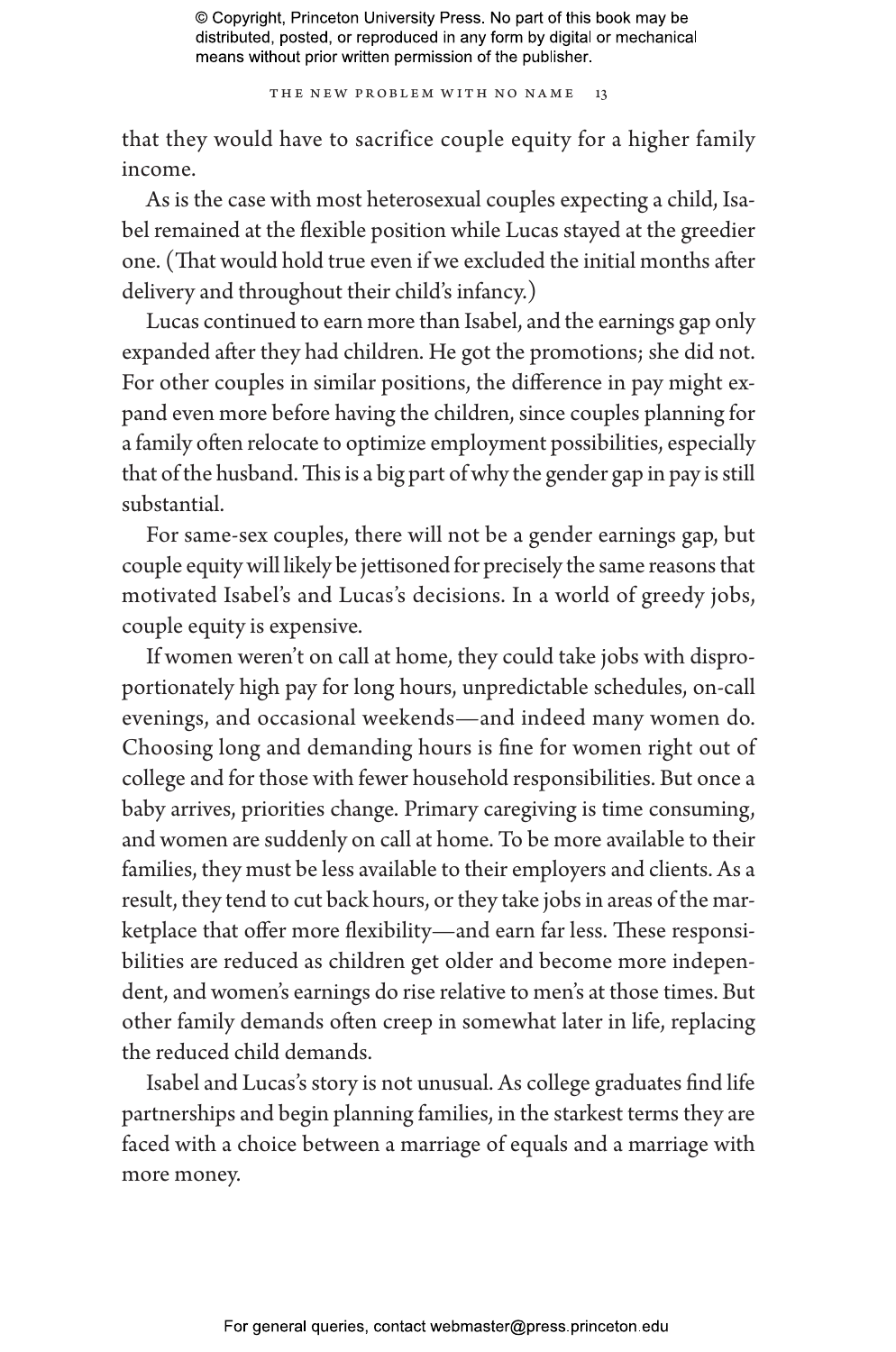that they would have to sacrifice couple equity for a higher family income.

As is the case with most heterosexual couples expecting a child, Isabel remained at the flexible position while Lucas stayed at the greedier one. (That would hold true even if we excluded the initial months after delivery and throughout their child's infancy.)

Lucas continued to earn more than Isabel, and the earnings gap only expanded after they had children. He got the promotions; she did not. For other couples in similar positions, the difference in pay might expand even more before having the children, since couples planning for a family often relocate to optimize employment possibilities, especially that of the husband. This is a big part of why the gender gap in pay is still substantial.

For same-sex couples, there will not be a gender earnings gap, but couple equity will likely be jettisoned for precisely the same reasons that motivated Isabel's and Lucas's decisions. In a world of greedy jobs, couple equity is expensive.

If women weren't on call at home, they could take jobs with disproportionately high pay for long hours, unpredictable schedules, on-call evenings, and occasional weekends—and indeed many women do. Choosing long and demanding hours is fine for women right out of college and for those with fewer household responsibilities. But once a baby arrives, priorities change. Primary caregiving is time consuming, and women are suddenly on call at home. To be more available to their families, they must be less available to their employers and clients. As a result, they tend to cut back hours, or they take jobs in areas of the marketplace that offer more flexibility—and earn far less. These responsibilities are reduced as children get older and become more independent, and women's earnings do rise relative to men's at those times. But other family demands often creep in somewhat later in life, replacing the reduced child demands.

Isabel and Lucas's story is not unusual. As college graduates find life partnerships and begin planning families, in the starkest terms they are faced with a choice between a marriage of equals and a marriage with more money.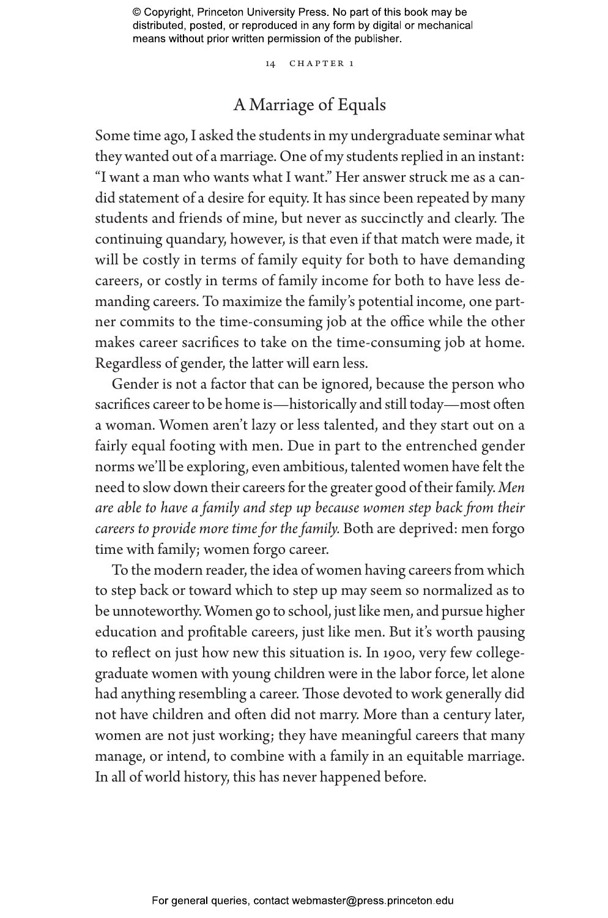## A Marriage of Equals

Some time ago, I asked the students in my undergraduate seminar what they wanted out of a marriage. One of my students replied in an instant: "I want a man who wants what I want." Her answer struck me as a candid statement of a desire for equity. It has since been repeated by many students and friends of mine, but never as succinctly and clearly. The continuing quandary, however, is that even if that match were made, it will be costly in terms of family equity for both to have demanding careers, or costly in terms of family income for both to have less demanding careers. To maximize the family's potential income, one partner commits to the time-consuming job at the office while the other makes career sacrifices to take on the time-consuming job at home. Regardless of gender, the latter will earn less.

Gender is not a factor that can be ignored, because the person who sacrifices career to be home is—historically and still today—most often a woman. Women aren't lazy or less talented, and they start out on a fairly equal footing with men. Due in part to the entrenched gender norms we'll be exploring, even ambitious, talented women have felt the need to slow down their careers for the greater good of their family. *Men are able to have a family and step up because women step back from their careers to provide more time for the family.* Both are deprived: men forgo time with family; women forgo career.

To the modern reader, the idea of women having careers from which to step back or toward which to step up may seem so normalized as to be unnoteworthy. Women go to school, just like men, and pursue higher education and profitable careers, just like men. But it's worth pausing to reflect on just how new this situation is. In 1900, very few college-graduate women with young children were in the labor force, let alone had anything resembling a career. Those devoted to work generally did not have children and often did not marry. More than a century later, women are not just working; they have meaningful careers that many manage, or intend, to combine with a family in an equitable marriage. In all of world history, this has never happened before.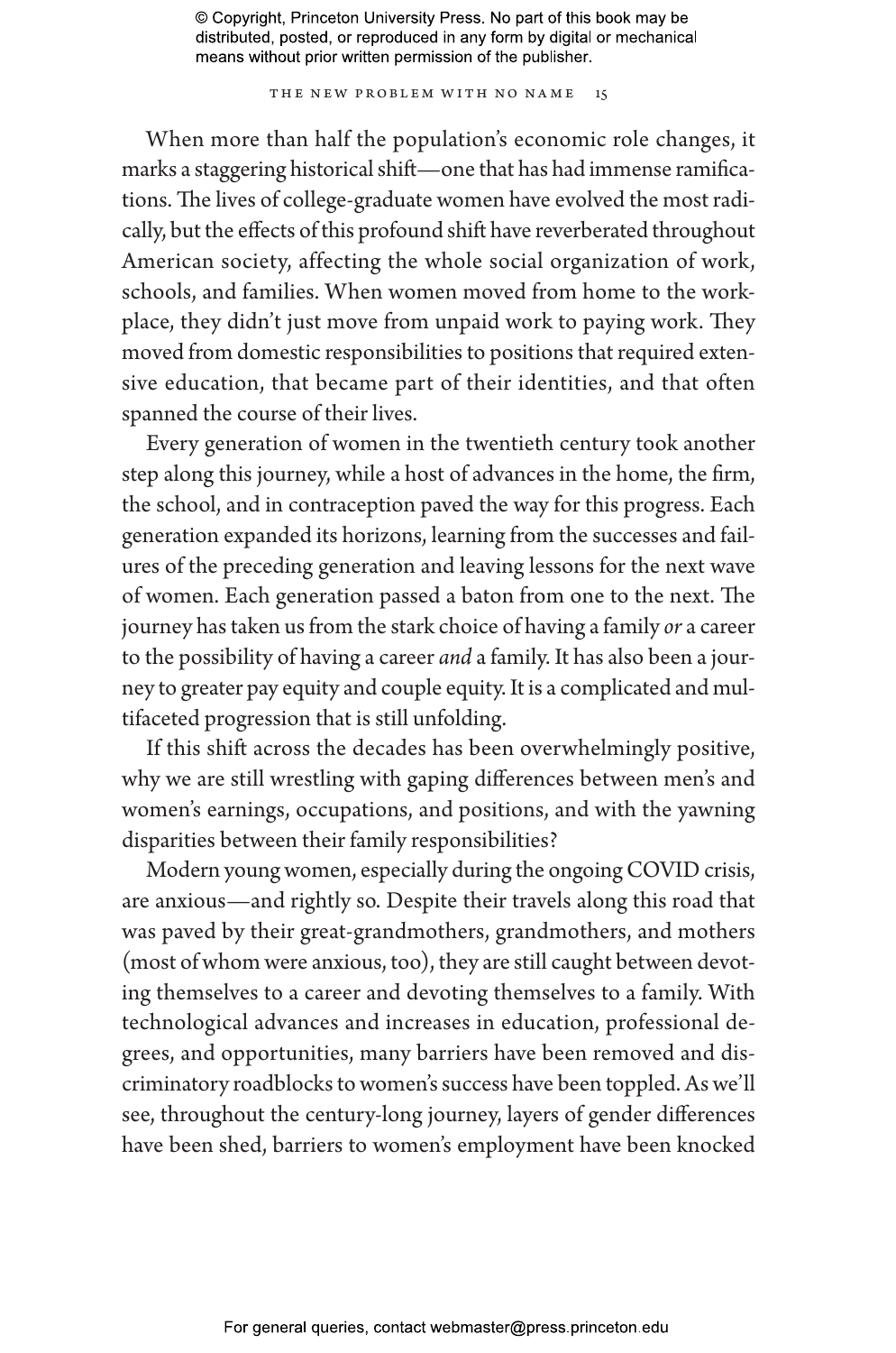When more than half the population's economic role changes, it marks a staggering historical shift—one that has had immense ramifications. The lives of college-graduate women have evolved the most radically, but the effects of this profound shift have reverberated throughout American society, affecting the whole social organization of work, schools, and families. When women moved from home to the workplace, they didn't just move from unpaid work to paying work. They moved from domestic responsibilities to positions that required extensive education, that became part of their identities, and that often spanned the course of their lives.

Every generation of women in the twentieth century took another step along this journey, while a host of advances in the home, the firm, the school, and in contraception paved the way for this progress. Each generation expanded its horizons, learning from the successes and failures of the preceding generation and leaving lessons for the next wave of women. Each generation passed a baton from one to the next. The journey has taken us from the stark choice of having a family *or* a career to the possibility of having a career *and* a family. It has also been a journey to greater pay equity and couple equity. It is a complicated and multifaceted progression that is still unfolding.

If this shift across the decades has been overwhelmingly positive, why we are still wrestling with gaping differences between men's and women's earnings, occupations, and positions, and with the yawning disparities between their family responsibilities?

Modern young women, especially during the ongoing COVID crisis, are anxious—and rightly so. Despite their travels along this road that was paved by their great-grandmothers, grandmothers, and mothers (most of whom were anxious, too), they are still caught between devoting themselves to a career and devoting themselves to a family. With technological advances and increases in education, professional degrees, and opportunities, many barriers have been removed and discriminatory roadblocks to women's success have been toppled. As we'll see, throughout the century-long journey, layers of gender differences have been shed, barriers to women's employment have been knocked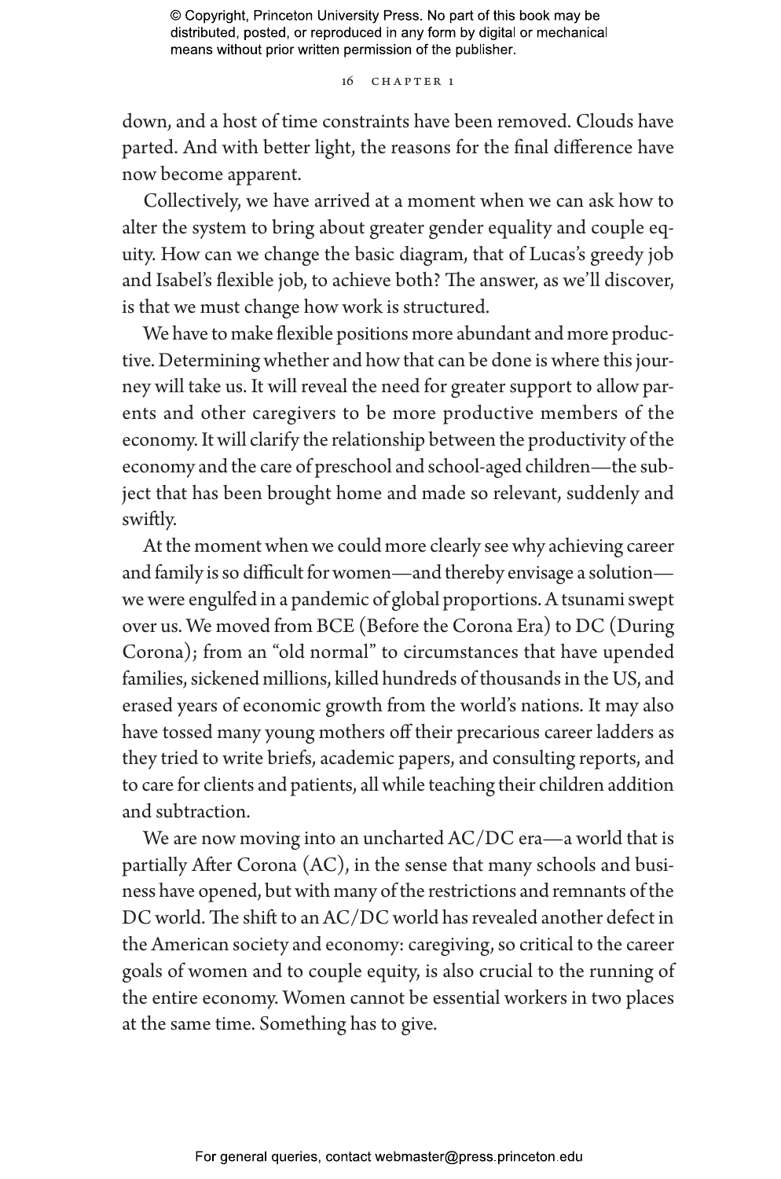down, and a host of time constraints have been removed. Clouds have parted. And with better light, the reasons for the final difference have now become apparent.

Collectively, we have arrived at a moment when we can ask how to alter the system to bring about greater gender equality and couple equity. How can we change the basic diagram, that of Lucas's greedy job and Isabel's flexible job, to achieve both? The answer, as we'll discover, is that we must change how work is structured.

We have to make flexible positions more abundant and more productive. Determining whether and how that can be done is where this journey will take us. It will reveal the need for greater support to allow parents and other caregivers to be more productive members of the economy. It will clarify the relationship between the productivity of the economy and the care of preschool and school-aged children—the subject that has been brought home and made so relevant, suddenly and swiftly.

At the moment when we could more clearly see why achieving career and family is so difficult for women—and thereby envisage a solution—we were engulfed in a pandemic of global proportions. A tsunami swept over us. We moved from BCE (Before the Corona Era) to DC (During Corona); from an "old normal" to circumstances that have upended families, sickened millions, killed hundreds of thousands in the US, and erased years of economic growth from the world's nations. It may also have tossed many young mothers off their precarious career ladders as they tried to write briefs, academic papers, and consulting reports, and to care for clients and patients, all while teaching their children addition and subtraction.

We are now moving into an uncharted AC/DC era—a world that is partially After Corona (AC), in the sense that many schools and business have opened, but with many of the restrictions and remnants of the DC world. The shift to an AC/DC world has revealed another defect in the American society and economy: caregiving, so critical to the career goals of women and to couple equity, is also crucial to the running of the entire economy. Women cannot be essential workers in two places at the same time. Something has to give.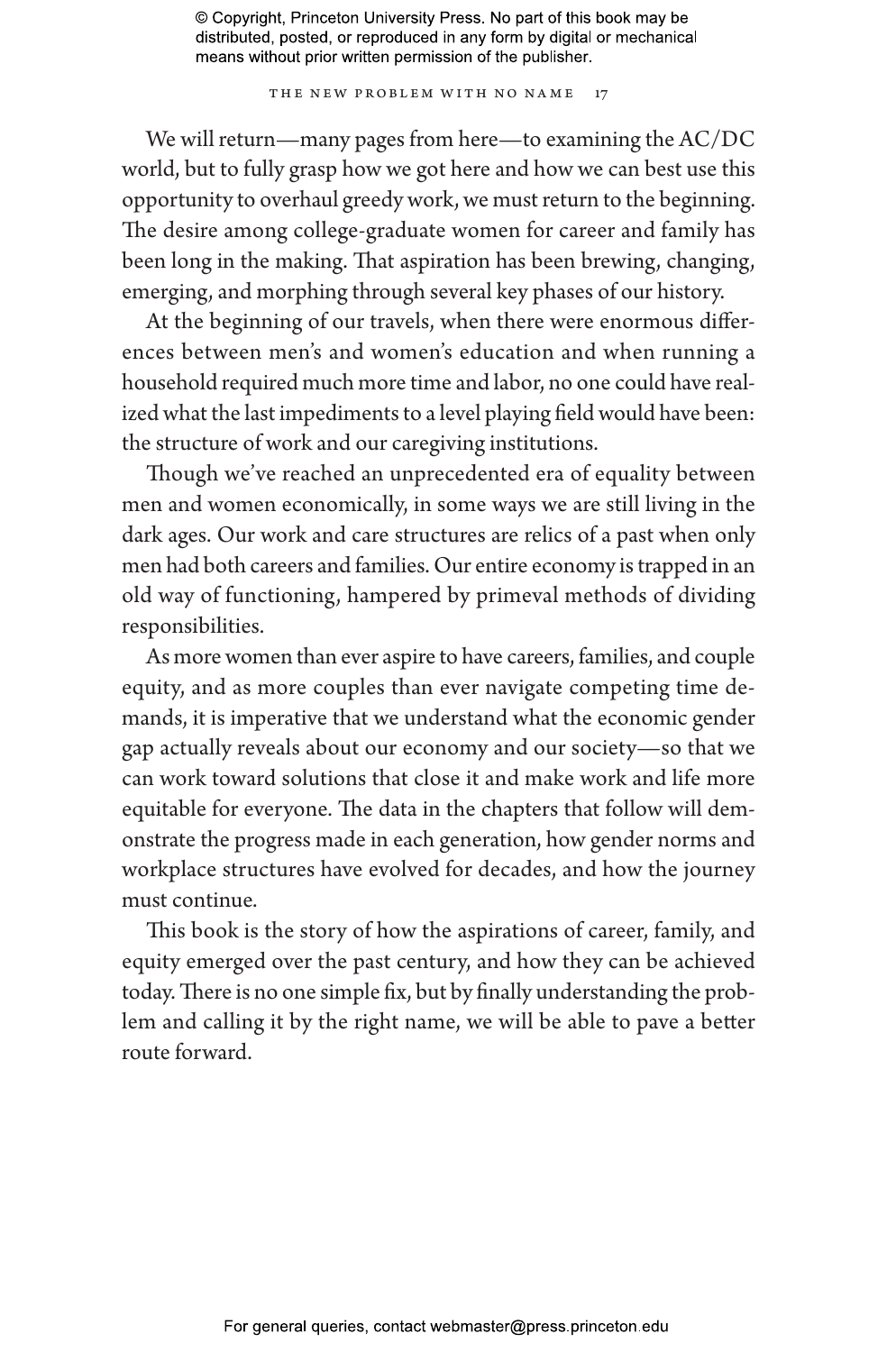We will return—many pages from here—to examining the AC/DC world, but to fully grasp how we got here and how we can best use this opportunity to overhaul greedy work, we must return to the beginning. The desire among college-graduate women for career and family has been long in the making. That aspiration has been brewing, changing, emerging, and morphing through several key phases of our history.

At the beginning of our travels, when there were enormous differences between men's and women's education and when running a household required much more time and labor, no one could have realized what the last impediments to a level playing field would have been: the structure of work and our caregiving institutions.

Though we've reached an unprecedented era of equality between men and women economically, in some ways we are still living in the dark ages. Our work and care structures are relics of a past when only men had both careers and families. Our entire economy is trapped in an old way of functioning, hampered by primeval methods of dividing responsibilities.

As more women than ever aspire to have careers, families, and couple equity, and as more couples than ever navigate competing time demands, it is imperative that we understand what the economic gender gap actually reveals about our economy and our society—so that we can work toward solutions that close it and make work and life more equitable for everyone. The data in the chapters that follow will demonstrate the progress made in each generation, how gender norms and workplace structures have evolved for decades, and how the journey must continue.

This book is the story of how the aspirations of career, family, and equity emerged over the past century, and how they can be achieved today. There is no one simple fix, but by finally understanding the problem and calling it by the right name, we will be able to pave a better route forward.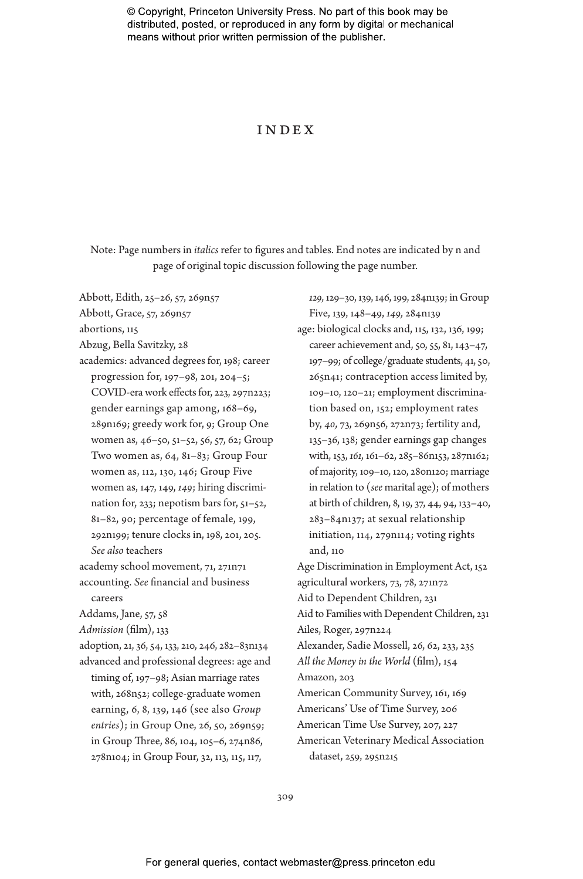# INDEX

Note: Page numbers in *italics* refer to figures and tables. End notes are indicated by n and page of original topic discussion following the page number.

Abbott, Edith, 25–26, 57, 269n57

Abbott, Grace, 57, 269n57

abortions, 115

Abzug, Bella Savitzky, 28

academics: advanced degrees for, 198; career progression for, 197–98, 201, 204–5; COVID-era work effects for, 223, 297n223; gender earnings gap among, 168–69, 289n169; greedy work for, 9; Group One women as, 46–50, 51–52, 56, 57, 62; Group Two women as, 64, 81–83; Group Four women as, 112, 130, 146; Group Five women as, 147, 149, *149*; hiring discrimination for, 233; nepotism bars for, 51–52, 81–82, 90; percentage of female, 199, 292n199; tenure clocks in, 198, 201, 205. *See also* teachers

academy school movement, 71, 271n71

accounting. *See* financial and business careers

Addams, Jane, 57, 58

*Admission* (film), 133

adoption, 21, 36, 54, 133, 210, 246, 282–83n134

advanced and professional degrees: age and timing of, 197–98; Asian marriage rates with, 268n52; college-graduate women earning, 6, 8, 139, 146 (see also *Group entries*); in Group One, 26, 50, 269n59; in Group Three, 86, 104, 105–6, 274n86, 278n104; in Group Four, 32, 113, 115, 117, *129*, 129–30, 139, 146, 199, 284n139; in Group Five, 139, 148–49, *149*, 284n139

age: biological clocks and, 115, 132, 136, 199; career achievement and, 50, 55, 81, 143–47, 197–99; of college/graduate students, 41, 50, 265n41; contraception access limited by, 109–10, 120–21; employment discrimination based on, 152; employment rates by, *40*, 73, 269n56, 272n73; fertility and, 135–36, 138; gender earnings gap changes with, 153, *161*, 161–62, 285–86n153, 287n162; of majority, 109–10, 120, 280n120; marriage in relation to (*see* marital age); of mothers at birth of children, 8, 19, 37, 44, 94, 133–40, 283–84n137; at sexual relationship initiation, 114, 279n114; voting rights and, 110

Age Discrimination in Employment Act, 152

agricultural workers, 73, 78, 271n72

Aid to Dependent Children, 231

Aid to Families with Dependent Children, 231

Ailes, Roger, 297n224

Alexander, Sadie Mossell, 26, 62, 233, 235

*All the Money in the World* (film), 154

Amazon, 203

American Community Survey, 161, 169

Americans' Use of Time Survey, 206

American Time Use Survey, 207, 227

American Veterinary Medical Association dataset, 259, 295n215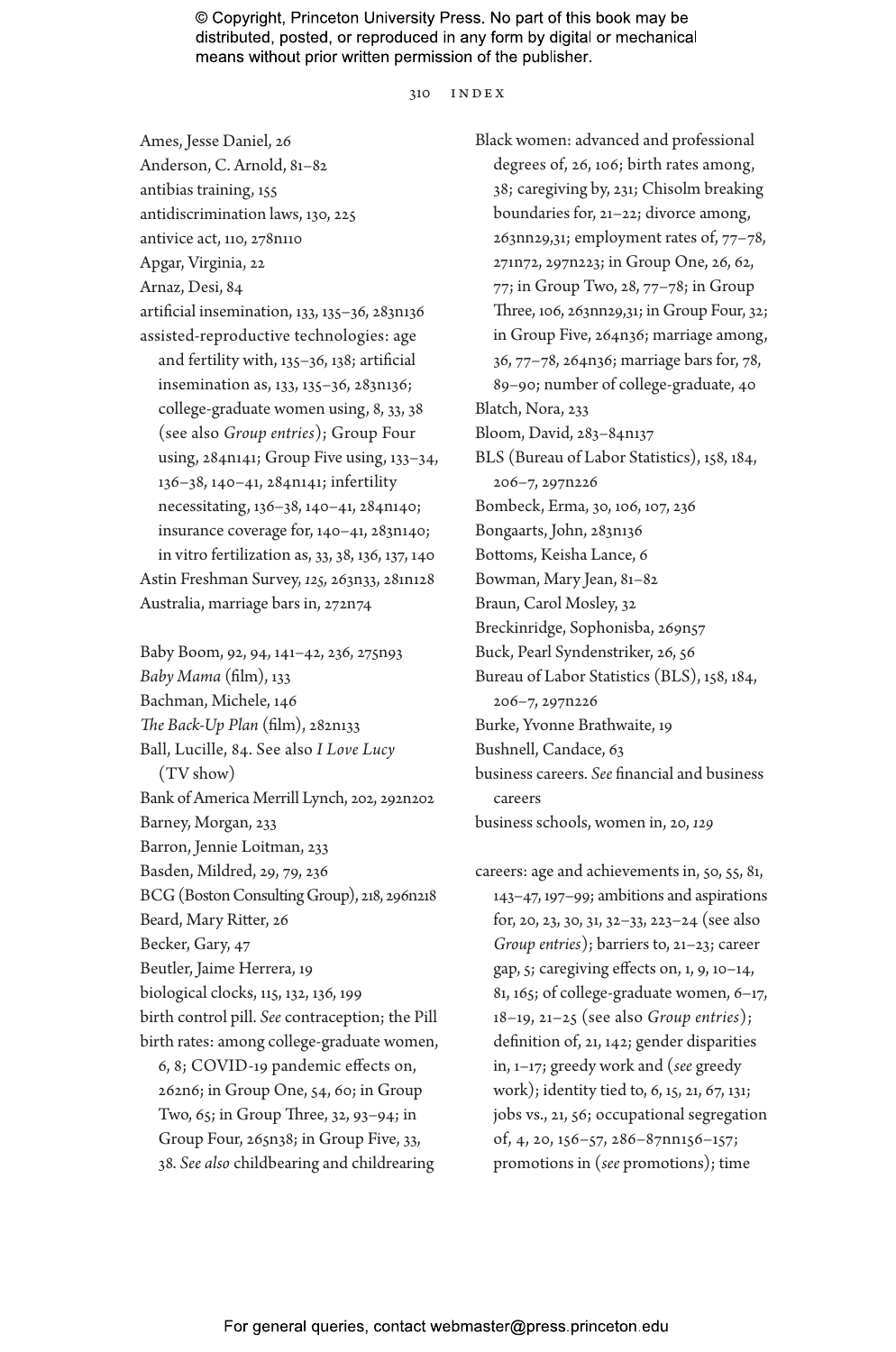Ames, Jesse Daniel, 26
Anderson, C. Arnold, 81–82
antibias training, 155
antidiscrimination laws, 130, 225
antivice act, 110, 278n110
Apgar, Virginia, 22
Arnaz, Desi, 84
artificial insemination, 133, 135–36, 283n136
assisted-reproductive technologies: age and fertility with, 135–36, 138; artificial insemination as, 133, 135–36, 283n136; college-graduate women using, 8, 33, 38 (see also *Group entries*); Group Four using, 284n141; Group Five using, 133–34, 136–38, 140–41, 284n141; infertility necessitating, 136–38, 140–41, 284n140; insurance coverage for, 140–41, 283n140; in vitro fertilization as, 33, 38, 136, 137, 140
Astin Freshman Survey, *125*, 263n33, 281n128
Australia, marriage bars in, 272n74

Baby Boom, 92, 94, 141–42, 236, 275n93
*Baby Mama* (film), 133
Bachman, Michele, 146
*The Back-Up Plan* (film), 282n133
Ball, Lucille, 84. See also *I Love Lucy* (TV show)
Bank of America Merrill Lynch, 202, 292n202
Barney, Morgan, 233
Barron, Jennie Loitman, 233
Basden, Mildred, 29, 79, 236
BCG (Boston Consulting Group), 218, 296n218
Beard, Mary Ritter, 26
Becker, Gary, 47
Beutler, Jaime Herrera, 19
biological clocks, 115, 132, 136, 199
birth control pill. *See* contraception; the Pill
birth rates: among college-graduate women, 6, 8; COVID-19 pandemic effects on, 262n6; in Group One, 54, 60; in Group Two, 65; in Group Three, 32, 93–94; in Group Four, 265n38; in Group Five, 33, 38. *See also* childbearing and childrearing

Black women: advanced and professional degrees of, 26, 106; birth rates among, 38; caregiving by, 231; Chisolm breaking boundaries for, 21–22; divorce among, 263nn29,31; employment rates of, 77–78, 271n72, 297n223; in Group One, 26, 62, 77; in Group Two, 28, 77–78; in Group Three, 106, 263nn29,31; in Group Four, 32; in Group Five, 264n36; marriage among, 36, 77–78, 264n36; marriage bars for, 78, 89–90; number of college-graduate, 40
Blatch, Nora, 233
Bloom, David, 283–84n137
BLS (Bureau of Labor Statistics), 158, 184, 206–7, 297n226
Bombeck, Erma, 30, 106, 107, 236
Bongaarts, John, 283n136
Bottoms, Keisha Lance, 6
Bowman, Mary Jean, 81–82
Braun, Carol Mosley, 32
Breckinridge, Sophonisba, 269n57
Buck, Pearl Syndenstriker, 26, 56
Bureau of Labor Statistics (BLS), 158, 184, 206–7, 297n226
Burke, Yvonne Brathwaite, 19
Bushnell, Candace, 63
business careers. *See* financial and business careers
business schools, women in, 20, *129*

careers: age and achievements in, 50, 55, 81, 143–47, 197–99; ambitions and aspirations for, 20, 23, 30, 31, 32–33, 223–24 (see also *Group entries*); barriers to, 21–23; career gap, 5; caregiving effects on, 1, 9, 10–14, 81, 165; of college-graduate women, 6–17, 18–19, 21–25 (see also *Group entries*); definition of, 21, 142; gender disparities in, 1–17; greedy work and (*see* greedy work); identity tied to, 6, 15, 21, 67, 131; jobs vs., 21, 56; occupational segregation of, 4, 20, 156–57, 286–87nn156–157; promotions in (*see* promotions); time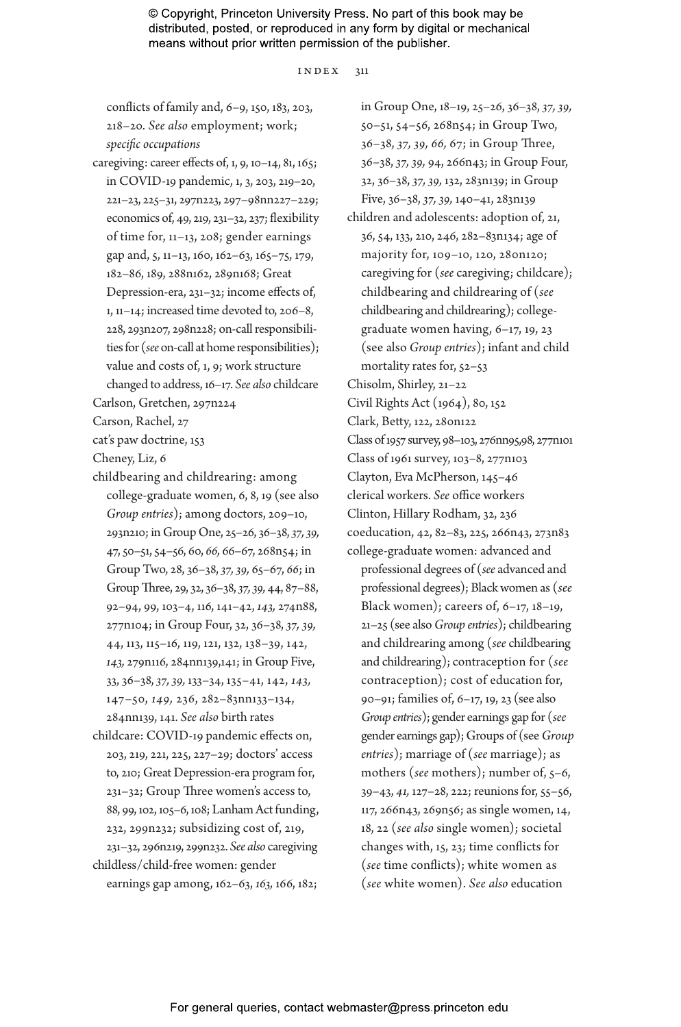conflicts of family and, 6–9, 150, 183, 203, 218–20. *See also* employment; work; *specific occupations*

caregiving: career effects of, 1, 9, 10–14, 81, 165; in COVID-19 pandemic, 1, 3, 203, 219–20, 221–23, 225–31, 297n223, 297–98nn227–229; economics of, 49, 219, 231–32, 237; flexibility of time for, 11–13, 208; gender earnings gap and, 5, 11–13, 160, 162–63, 165–75, 179, 182–86, 189, 288n162, 289n168; Great Depression-era, 231–32; income effects of, 1, 11–14; increased time devoted to, 206–8, 228, 293n207, 298n228; on-call responsibilities for (*see* on-call at home responsibilities); value and costs of, 1, 9; work structure changed to address, 16–17. *See also* childcare

Carlson, Gretchen, 297n224

Carson, Rachel, 27

cat's paw doctrine, 153

Cheney, Liz, 6

childbearing and childrearing: among college-graduate women, 6, 8, 19 (see also *Group entries*); among doctors, 209–10, 293n210; in Group One, 25–26, 36–38, *37*, *39*, 47, 50–51, 54–56, 60, *66*, 66–67, 268n54; in Group Two, 28, 36–38, *37*, *39*, 65–67, *66*; in Group Three, 29, 32, 36–38, *37*, *39*, 44, 87–88, 92–94, 99, 103–4, 116, 141–42, *143*, 274n88, 277n104; in Group Four, 32, 36–38, *37*, *39*, 44, 113, 115–16, 119, 121, 132, 138–39, 142, *143*, 279n116, 284nn139,141; in Group Five, 33, 36–38, *37*, *39*, 133–34, 135–41, 142, *143*, 147–50, *149*, 236, 282–83nn133–134, 284nn139, 141. *See also* birth rates

childcare: COVID-19 pandemic effects on, 203, 219, 221, 225, 227–29; doctors' access to, 210; Great Depression-era program for, 231–32; Group Three women's access to, 88, 99, 102, 105–6, 108; Lanham Act funding, 232, 299n232; subsidizing cost of, 219, 231–32, 296n219, 299n232. *See also* caregiving

childless/child-free women: gender earnings gap among, 162–63, *163*, 166, 182; in Group One, 18–19, 25–26, 36–38, *37*, *39*, 50–51, 54–56, 268n54; in Group Two, 36–38, *37*, *39*, *66*, 67; in Group Three, 36–38, *37*, *39*, 94, 266n43; in Group Four, 32, 36–38, *37*, *39*, 132, 283n139; in Group Five, 36–38, *37*, *39*, 140–41, 283n139

children and adolescents: adoption of, 21, 36, 54, 133, 210, 246, 282–83n134; age of majority for, 109–10, 120, 280n120; caregiving for (*see* caregiving; childcare); childbearing and childrearing of (*see* childbearing and childrearing); college-graduate women having, 6–17, 19, 23 (see also *Group entries*); infant and child mortality rates for, 52–53

Chisolm, Shirley, 21–22

Civil Rights Act (1964), 80, 152

Clark, Betty, 122, 280n122

Class of 1957 survey, 98–103, 276nn95,98, 277n101

Class of 1961 survey, 103–8, 277n103

Clayton, Eva McPherson, 145–46

clerical workers. *See* office workers

Clinton, Hillary Rodham, 32, 236

coeducation, 42, 82–83, 225, 266n43, 273n83

college-graduate women: advanced and professional degrees of (*see* advanced and professional degrees); Black women as (*see* Black women); careers of, 6–17, 18–19, 21–25 (see also *Group entries*); childbearing and childrearing among (*see* childbearing and childrearing); contraception for (*see* contraception); cost of education for, 90–91; families of, 6–17, 19, 23 (see also *Group entries*); gender earnings gap for (*see* gender earnings gap); Groups of (see *Group entries*); marriage of (*see* marriage); as mothers (*see* mothers); number of, 5–6, 39–43, *41*, 127–28, 222; reunions for, 55–56, 117, 266n43, 269n56; as single women, 14, 18, 22 (*see also* single women); societal changes with, 15, 23; time conflicts for (*see* time conflicts); white women as (*see* white women). *See also* education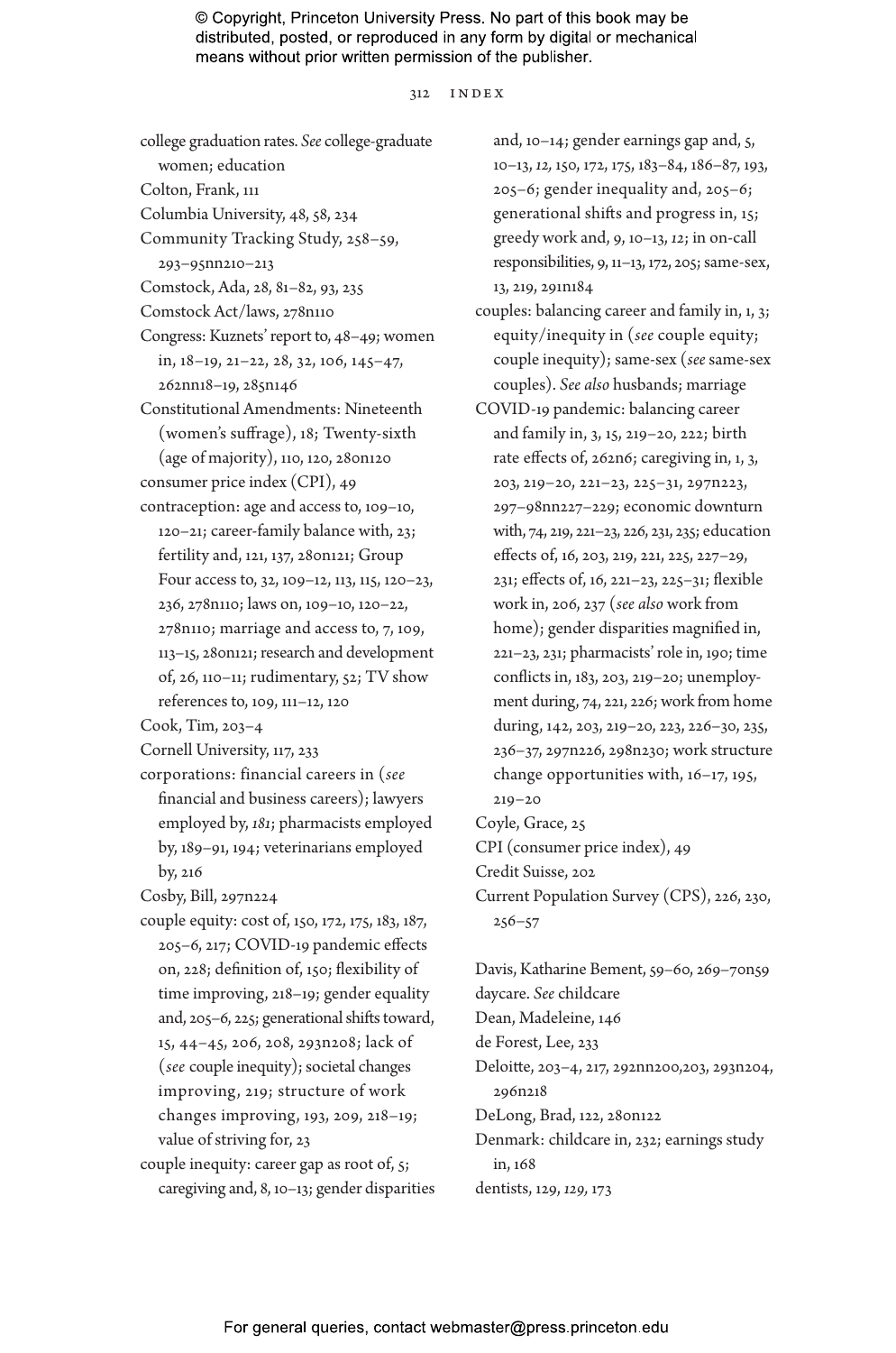college graduation rates. *See* college-graduate women; education

Colton, Frank, 111

Columbia University, 48, 58, 234

Community Tracking Study, 258–59, 293–95nn210–213

Comstock, Ada, 28, 81–82, 93, 235

Comstock Act/laws, 278n110

Congress: Kuznets' report to, 48–49; women in, 18–19, 21–22, 28, 32, 106, 145–47, 262nn18–19, 285n146

Constitutional Amendments: Nineteenth (women's suffrage), 18; Twenty-sixth (age of majority), 110, 120, 280n120

consumer price index (CPI), 49

contraception: age and access to, 109–10, 120–21; career-family balance with, 23; fertility and, 121, 137, 280n121; Group Four access to, 32, 109–12, 113, 115, 120–23, 236, 278n110; laws on, 109–10, 120–22, 278n110; marriage and access to, 7, 109, 113–15, 280n121; research and development of, 26, 110–11; rudimentary, 52; TV show references to, 109, 111–12, 120

Cook, Tim, 203–4

Cornell University, 117, 233

corporations: financial careers in (*see* financial and business careers); lawyers employed by, *181*; pharmacists employed by, 189–91, 194; veterinarians employed by, 216

Cosby, Bill, 297n224

couple equity: cost of, 150, 172, 175, 183, 187, 205–6, 217; COVID-19 pandemic effects on, 228; definition of, 150; flexibility of time improving, 218–19; gender equality and, 205–6, 225; generational shifts toward, 15, 44–45, 206, 208, 293n208; lack of (*see* couple inequity); societal changes improving, 219; structure of work changes improving, 193, 209, 218–19; value of striving for, 23

couple inequity: career gap as root of, 5; caregiving and, 8, 10–13; gender disparities and, 10–14; gender earnings gap and, 5, 10–13, *12*, 150, 172, 175, 183–84, 186–87, 193, 205–6; gender inequality and, 205–6; generational shifts and progress in, 15; greedy work and, 9, 10–13, *12*; in on-call responsibilities, 9, 11–13, 172, 205; same-sex, 13, 219, 291n184

couples: balancing career and family in, 1, 3; equity/inequity in (*see* couple equity; couple inequity); same-sex (*see* same-sex couples). *See also* husbands; marriage

COVID-19 pandemic: balancing career and family in, 3, 15, 219–20, 222; birth rate effects of, 262n6; caregiving in, 1, 3, 203, 219–20, 221–23, 225–31, 297n223, 297–98nn227–229; economic downturn with, 74, 219, 221–23, 226, 231, 235; education effects of, 16, 203, 219, 221, 225, 227–29, 231; effects of, 16, 221–23, 225–31; flexible work in, 206, 237 (*see also* work from home); gender disparities magnified in, 221–23, 231; pharmacists' role in, 190; time conflicts in, 183, 203, 219–20; unemployment during, 74, 221, 226; work from home during, 142, 203, 219–20, 223, 226–30, 235, 236–37, 297n226, 298n230; work structure change opportunities with, 16–17, 195, 219–20

Coyle, Grace, 25

CPI (consumer price index), 49

Credit Suisse, 202

Current Population Survey (CPS), 226, 230, 256–57

Davis, Katharine Bement, 59–60, 269–70n59

daycare. *See* childcare

Dean, Madeleine, 146

de Forest, Lee, 233

Deloitte, 203–4, 217, 292nn200,203, 293n204, 296n218

DeLong, Brad, 122, 280n122

Denmark: childcare in, 232; earnings study in, 168

dentists, 129, *129*, 173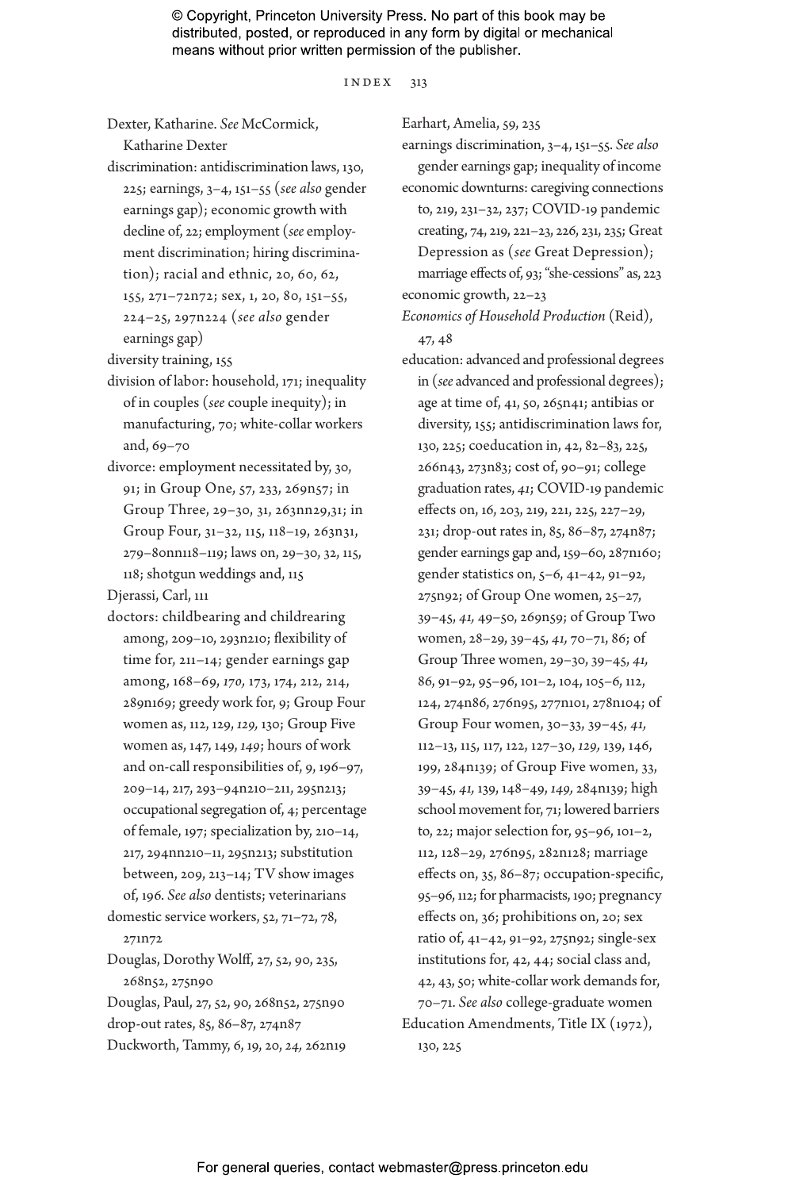Dexter, Katharine. *See* McCormick, Katharine Dexter

discrimination: antidiscrimination laws, 130, 225; earnings, 3–4, 151–55 (*see also* gender earnings gap); economic growth with decline of, 22; employment (*see* employment discrimination; hiring discrimination); racial and ethnic, 20, 60, 62, 155, 271–72n72; sex, 1, 20, 80, 151–55, 224–25, 297n224 (*see also* gender earnings gap)

diversity training, 155

division of labor: household, 171; inequality of in couples (*see* couple inequity); in manufacturing, 70; white-collar workers and, 69–70

divorce: employment necessitated by, 30, 91; in Group One, 57, 233, 269n57; in Group Three, 29–30, 31, 263nn29,31; in Group Four, 31–32, 115, 118–19, 263n31, 279–80nn118–119; laws on, 29–30, 32, 115, 118; shotgun weddings and, 115

Djerassi, Carl, 111

doctors: childbearing and childrearing among, 209–10, 293n210; flexibility of time for, 211–14; gender earnings gap among, 168–69, *170*, 173, 174, 212, 214, 289n169; greedy work for, 9; Group Four women as, 112, 129, *129*, 130; Group Five women as, 147, 149, *149*; hours of work and on-call responsibilities of, 9, 196–97, 209–14, 217, 293–94n210–211, 295n213; occupational segregation of, 4; percentage of female, 197; specialization by, 210–14, 217, 294nn210–11, 295n213; substitution between, 209, 213–14; TV show images of, 196. *See also* dentists; veterinarians

domestic service workers, 52, 71–72, 78, 271n72

Douglas, Dorothy Wolff, 27, 52, 90, 235, 268n52, 275n90

Douglas, Paul, 27, 52, 90, 268n52, 275n90

drop-out rates, 85, 86–87, 274n87

Duckworth, Tammy, 6, 19, 20, *24*, 262n19

Earhart, Amelia, 59, 235

earnings discrimination, 3–4, 151–55. *See also* gender earnings gap; inequality of income

economic downturns: caregiving connections to, 219, 231–32, 237; COVID-19 pandemic creating, 74, 219, 221–23, 226, 231, 235; Great Depression as (*see* Great Depression); marriage effects of, 93; "she-cessions" as, 223

economic growth, 22–23

*Economics of Household Production* (Reid), 47, 48

education: advanced and professional degrees in (*see* advanced and professional degrees); age at time of, 41, 50, 265n41; antibias or diversity, 155; antidiscrimination laws for, 130, 225; coeducation in, 42, 82–83, 225, 266n43, 273n83; cost of, 90–91; college graduation rates, *41*; COVID-19 pandemic effects on, 16, 203, 219, 221, 225, 227–29, 231; drop-out rates in, 85, 86–87, 274n87; gender earnings gap and, 159–60, 287n160; gender statistics on, 5–6, 41–42, 91–92, 275n92; of Group One women, 25–27, 39–45, *41*, 49–50, 269n59; of Group Two women, 28–29, 39–45, *41*, 70–71, 86; of Group Three women, 29–30, 39–45, *41*, 86, 91–92, 95–96, 101–2, 104, 105–6, 112, 124, 274n86, 276n95, 277n101, 278n104; of Group Four women, 30–33, 39–45, *41*, 112–13, 115, 117, 122, 127–30, *129*, 139, 146, 199, 284n139; of Group Five women, 33, 39–45, *41*, 139, 148–49, *149*, 284n139; high school movement for, 71; lowered barriers to, 22; major selection for, 95–96, 101–2, 112, 128–29, 276n95, 282n128; marriage effects on, 35, 86–87; occupation-specific, 95–96, 112; for pharmacists, 190; pregnancy effects on, 36; prohibitions on, 20; sex ratio of, 41–42, 91–92, 275n92; single-sex institutions for, 42, 44; social class and, 42, 43, 50; white-collar work demands for, 70–71. *See also* college-graduate women

Education Amendments, Title IX (1972), 130, 225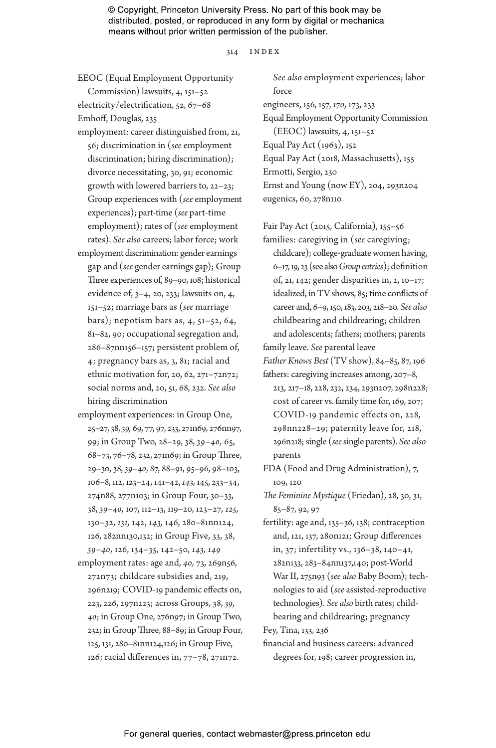EEOC (Equal Employment Opportunity Commission) lawsuits, 4, 151–52

electricity/electrification, 52, 67–68

Emhoff, Douglas, 235

employment: career distinguished from, 21, 56; discrimination in (*see* employment discrimination; hiring discrimination); divorce necessitating, 30, 91; economic growth with lowered barriers to, 22–23; Group experiences with (*see* employment experiences); part-time (*see* part-time employment); rates of (*see* employment rates). *See also* careers; labor force; work

employment discrimination: gender earnings gap and (*see* gender earnings gap); Group Three experiences of, 89–90, 108; historical evidence of, 3–4, 20, 233; lawsuits on, 4, 151–52; marriage bars as (*see* marriage bars); nepotism bars as, 4, 51–52, 64, 81–82, 90; occupational segregation and, 286–87nn156–157; persistent problem of, 4; pregnancy bars as, 3, 81; racial and ethnic motivation for, 20, 62, 271–72n72; social norms and, 20, 51, 68, 232. *See also* hiring discrimination

employment experiences: in Group One, 25–27, 38, *39*, 69, 77, 97, 233, 271n69, 276nn97, 99; in Group Two, 28–29, 38, *39–40*, 65, 68–73, 76–78, 232, 271n69; in Group Three, 29–30, 38, *39–40*, 87, 88–91, 95–96, 98–103, 106–8, 112, 123–24, 141–42, *143*, 145, 233–34, 274n88, 277n103; in Group Four, 30–33, 38, *39–40*, 107, 112–13, 119–20, 123–27, *125*, 130–32, *131*, 142, *143*, 146, 280–81nn124, 126, 282nn130,132; in Group Five, 33, 38, *39–40*, 126, 134–35, 142–50, *143*, *149*

employment rates: age and, *40*, 73, 269n56, 272n73; childcare subsidies and, 219, 296n219; COVID-19 pandemic effects on, 223, 226, 297n223; across Groups, 38, *39*, *40*; in Group One, 276n97; in Group Two, 232; in Group Three, 88–89; in Group Four, 125, 131, 280–81nn124,126; in Group Five, 126; racial differences in, 77–78, 271n72. *See also* employment experiences; labor force

engineers, 156, 157, *170*, 173, 233

Equal Employment Opportunity Commission (EEOC) lawsuits, 4, 151–52

Equal Pay Act (1963), 152

Equal Pay Act (2018, Massachusetts), 155

Ermotti, Sergio, 230

Ernst and Young (now EY), 204, 293n204

eugenics, 60, 278n110

Fair Pay Act (2015, California), 155–56

families: caregiving in (*see* caregiving; childcare); college-graduate women having, 6–17, 19, 23 (see also *Group entries*); definition of, 21, 142; gender disparities in, 2, 10–17; idealized, in TV shows, 85; time conflicts of career and, 6–9, 150, 183, 203, 218–20. *See also* childbearing and childrearing; children and adolescents; fathers; mothers; parents

family leave. *See* parental leave

*Father Knows Best* (TV show), 84–85, 87, 196

fathers: caregiving increases among, 207–8, 213, 217–18, 228, 232, 234, 293n207, 298n228; cost of career vs. family time for, 169, 207; COVID-19 pandemic effects on, 228, 298nn228–29; paternity leave for, 218, 296n218; single (*see* single parents). *See also* parents

FDA (Food and Drug Administration), 7, 109, 120

*The Feminine Mystique* (Friedan), 28, 30, 31, 85–87, 92, 97

fertility: age and, 135–36, 138; contraception and, 121, 137, 280n121; Group differences in, 37; infertility vs., 136–38, 140–41, 282n133, 283–84nn137,140; post-World War II, 275n93 (*see also* Baby Boom); technologies to aid (*see* assisted-reproductive technologies). *See also* birth rates; childbearing and childrearing; pregnancy

Fey, Tina, 133, 236

financial and business careers: advanced degrees for, 198; career progression in,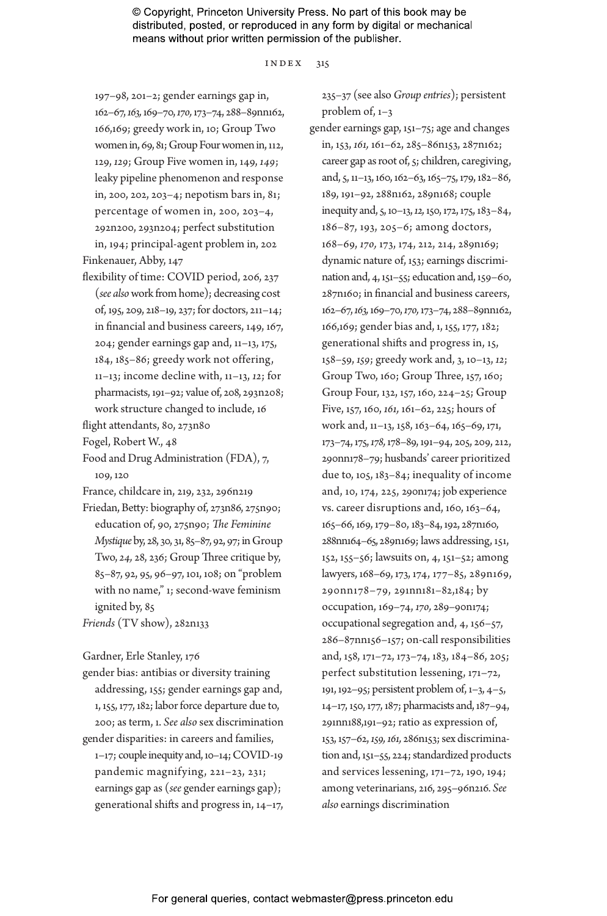197–98, 201–2; gender earnings gap in, 162–67, *163,* 169–70, *170,* 173–74, 288–89nn162, 166,169; greedy work in, 10; Group Two women in, 69, 81; Group Four women in, 112, 129, *129*; Group Five women in, 149, *149*; leaky pipeline phenomenon and response in, 200, 202, 203–4; nepotism bars in, 81; percentage of women in, 200, 203–4, 292n200, 293n204; perfect substitution in, 194; principal-agent problem in, 202

Finkenauer, Abby, 147

flexibility of time: COVID period, 206, 237 (*see also* work from home); decreasing cost of, 195, 209, 218–19, 237; for doctors, 211–14; in financial and business careers, 149, 167, 204; gender earnings gap and, 11–13, 175, 184, 185–86; greedy work not offering, 11–13; income decline with, 11–13, *12*; for pharmacists, 191–92; value of, 208, 293n208; work structure changed to include, 16

flight attendants, 80, 273n80

Fogel, Robert W., 48

Food and Drug Administration (FDA), 7, 109, 120

France, childcare in, 219, 232, 296n219

Friedan, Betty: biography of, 273n86, 275n90; education of, 90, 275n90; *The Feminine Mystique* by, 28, 30, 31, 85–87, 92, 97; in Group Two, *24,* 28, 236; Group Three critique by, 85–87, 92, 95, 96–97, 101, 108; on "problem with no name," 1; second-wave feminism ignited by, 85

*Friends* (TV show), 282n133

Gardner, Erle Stanley, 176

gender bias: antibias or diversity training addressing, 155; gender earnings gap and, 1, 155, 177, 182; labor force departure due to, 200; as term, 1. *See also* sex discrimination

gender disparities: in careers and families, 1–17; couple inequity and, 10–14; COVID-19 pandemic magnifying, 221–23, 231; earnings gap as (*see* gender earnings gap); generational shifts and progress in, 14–17, 235–37 (see also *Group entries*); persistent problem of, 1–3

gender earnings gap, 151–75; age and changes in, 153, *161,* 161–62, 285–86n153, 287n162; career gap as root of, 5; children, caregiving, and, 5, 11–13, 160, 162–63, 165–75, 179, 182–86, 189, 191–92, 288n162, 289n168; couple inequity and, 5, 10–13, *12,* 150, 172, 175, 183–84, 186–87, 193, 205–6; among doctors, 168–69, *170,* 173, 174, 212, 214, 289n169; dynamic nature of, 153; earnings discrimination and, 4, 151–55, 159–60, 287n160; education and, 159–60, 287n160; in financial and business careers, 162–67, *163,* 169–70, *170,* 173–74, 288–89nn162, 166,169; gender bias and, 1, 155, 177, 182; generational shifts and progress in, 15, 158–59, *159*; greedy work and, 3, 10–13, *12*; Group Two, 160; Group Three, 157, 160; Group Four, 132, 157, 160, 224–25; Group Five, 157, 160, *161,* 161–62, 225; hours of work and, 11–13, 158, 163–64, 165–69, 171, 173–74, 175, *178,* 178–89, 191–94, 205, 209, 212, 290nn178–79; husbands' career prioritized due to, 105, 183–84; inequality of income and, 10, 174, 225, 290n174; job experience vs. career disruptions and, 160, 163–64, 165–66, 169, 179–80, 183–84, 192, 287n160, 288nn164–65, 289n169; laws addressing, 151, 152, 155–56; lawsuits on, 4, 151–52; among lawyers, 168–69, 173, 174, 177–85, 289n169, 290nn178–79, 291nn181–82,184; by occupation, 169–74, *170,* 289–90n174; occupational segregation and, 4, 156–57, 286–87nn156–157; on-call responsibilities and, 158, 171–72, 173–74, 183, 184–86, 205; perfect substitution lessening, 171–72, 191, 192–95; persistent problem of, 1–3, 4–5, 14–17, 150, 177, 187; pharmacists and, 187–94, 291nn188,191–92; ratio as expression of, 153, 157–62, *159, 161,* 286n153; sex discrimination and, 151–55, 224; standardized products and services lessening, 171–72, 190, 194; among veterinarians, 216, 295–96n216. *See also* earnings discrimination